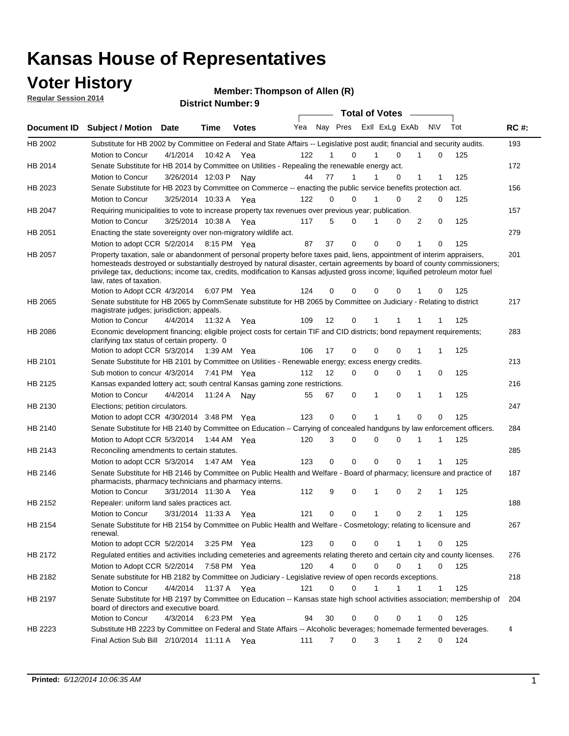# Kansas House of Representatives

## Voter History

**Regular Session 2014**

**Member: Thompson of Allen (R)**

**District Number: 9**

| Document ID | Subject / Motion | Date | Time | Votes | Yea | Nay | Pres | ExII | ExLg | ExAb | N\V | Tot | RC #: |
|---|---|---|---|---|---|---|---|---|---|---|---|---|---|
| HB 2002 | Substitute for HB 2002 by Committee on Federal and State Affairs -- Legislative post audit; financial and security audits. | | | | | | | | | | | | 193 |
| | Motion to Concur | 4/1/2014 | 10:42 A | Yea | 122 | 1 | 0 | 1 | 0 | 1 | 0 | 125 | |
| HB 2014 | Senate Substitute for HB 2014 by Committee on Utilities - Repealing the renewable energy act. | | | | | | | | | | | | 172 |
| | Motion to Concur | 3/26/2014 | 12:03 P | Nay | 44 | 77 | 1 | 1 | 0 | 1 | 1 | 125 | |
| HB 2023 | Senate Substitute for HB 2023 by Committee on Commerce -- enacting the public service benefits protection act. | | | | | | | | | | | | 156 |
| | Motion to Concur | 3/25/2014 | 10:33 A | Yea | 122 | 0 | 0 | 1 | 0 | 2 | 0 | 125 | |
| HB 2047 | Requiring municipalities to vote to increase property tax revenues over previous year; publication. | | | | | | | | | | | | 157 |
| | Motion to Concur | 3/25/2014 | 10:38 A | Yea | 117 | 5 | 0 | 1 | 0 | 2 | 0 | 125 | |
| HB 2051 | Enacting the state sovereignty over non-migratory wildlife act. | | | | | | | | | | | | 279 |
| | Motion to adopt CCR | 5/2/2014 | 8:15 PM | Yea | 87 | 37 | 0 | 0 | 0 | 1 | 0 | 125 | |
| HB 2057 | Property taxation, sale or abandonment of personal property before taxes paid, liens, appointment of interim appraisers, homesteads destroyed or substantially destroyed by natural disaster, certain agreements by board of county commissioners; privilege tax, deductions; income tax, credits, modification to Kansas adjusted gross income; liquified petroleum motor fuel law, rates of taxation. | | | | | | | | | | | | 201 |
| | Motion to Adopt CCR | 4/3/2014 | 6:07 PM | Yea | 124 | 0 | 0 | 0 | 0 | 1 | 0 | 125 | |
| HB 2065 | Senate substitute for HB 2065 by CommSenate substitute for HB 2065 by Committee on Judiciary - Relating to district magistrate judges; jurisdiction; appeals. | | | | | | | | | | | | 217 |
| | Motion to Concur | 4/4/2014 | 11:32 A | Yea | 109 | 12 | 0 | 1 | 1 | 1 | 1 | 125 | |
| HB 2086 | Economic development financing; eligible project costs for certain TIF and CID districts; bond repayment requirements; clarifying tax status of certain property. 0 | | | | | | | | | | | | 283 |
| | Motion to adopt CCR | 5/3/2014 | 1:39 AM | Yea | 106 | 17 | 0 | 0 | 0 | 1 | 1 | 125 | |
| HB 2101 | Senate Substitute for HB 2101 by Committee on Utilities - Renewable energy; excess energy credits. | | | | | | | | | | | | 213 |
| | Sub motion to concur | 4/3/2014 | 7:41 PM | Yea | 112 | 12 | 0 | 0 | 0 | 1 | 0 | 125 | |
| HB 2125 | Kansas expanded lottery act; south central Kansas gaming zone restrictions. | | | | | | | | | | | | 216 |
| | Motion to Concur | 4/4/2014 | 11:24 A | Nay | 55 | 67 | 0 | 1 | 0 | 1 | 1 | 125 | |
| HB 2130 | Elections; petition circulators. | | | | | | | | | | | | 247 |
| | Motion to adopt CCR | 4/30/2014 | 3:48 PM | Yea | 123 | 0 | 0 | 1 | 1 | 0 | 0 | 125 | |
| HB 2140 | Senate Substitute for HB 2140 by Committee on Education – Carrying of concealed handguns by law enforcement officers. | | | | | | | | | | | | 284 |
| | Motion to Adopt CCR | 5/3/2014 | 1:44 AM | Yea | 120 | 3 | 0 | 0 | 0 | 1 | 1 | 125 | |
| HB 2143 | Reconciling amendments to certain statutes. | | | | | | | | | | | | 285 |
| | Motion to adopt CCR | 5/3/2014 | 1:47 AM | Yea | 123 | 0 | 0 | 0 | 0 | 1 | 1 | 125 | |
| HB 2146 | Senate Substitute for HB 2146 by Committee on Public Health and Welfare - Board of pharmacy; licensure and practice of pharmacists, pharmacy technicians and pharmacy interns. | | | | | | | | | | | | 187 |
| | Motion to Concur | 3/31/2014 | 11:30 A | Yea | 112 | 9 | 0 | 1 | 0 | 2 | 1 | 125 | |
| HB 2152 | Repealer: uniform land sales practices act. | | | | | | | | | | | | 188 |
| | Motion to Concur | 3/31/2014 | 11:33 A | Yea | 121 | 0 | 0 | 1 | 0 | 2 | 1 | 125 | |
| HB 2154 | Senate Substitute for HB 2154 by Committee on Public Health and Welfare - Cosmetology; relating to licensure and renewal. | | | | | | | | | | | | 267 |
| | Motion to adopt CCR | 5/2/2014 | 3:25 PM | Yea | 123 | 0 | 0 | 0 | 1 | 1 | 0 | 125 | |
| HB 2172 | Regulated entities and activities including cemeteries and agreements relating thereto and certain city and county licenses. | | | | | | | | | | | | 276 |
| | Motion to Adopt CCR | 5/2/2014 | 7:58 PM | Yea | 120 | 4 | 0 | 0 | 0 | 1 | 0 | 125 | |
| HB 2182 | Senate substitute for HB 2182 by Committee on Judiciary - Legislative review of open records exceptions. | | | | | | | | | | | | 218 |
| | Motion to Concur | 4/4/2014 | 11:37 A | Yea | 121 | 0 | 0 | 1 | 1 | 1 | 1 | 125 | |
| HB 2197 | Senate Substitute for HB 2197 by Committee on Education -- Kansas state high school activities association; membership of board of directors and executive board. | | | | | | | | | | | | 204 |
| | Motion to Concur | 4/3/2014 | 6:23 PM | Yea | 94 | 30 | 0 | 0 | 0 | 1 | 0 | 125 | |
| HB 2223 | Substitute HB 2223 by Committee on Federal and State Affairs -- Alcoholic beverages; homemade fermented beverages. | | | | | | | | | | | | 4 |
| | Final Action Sub Bill | 2/10/2014 | 11:11 A | Yea | 111 | 7 | 0 | 3 | 1 | 2 | 0 | 124 | |

**Printed:** *6/12/2014 10:06:35 AM*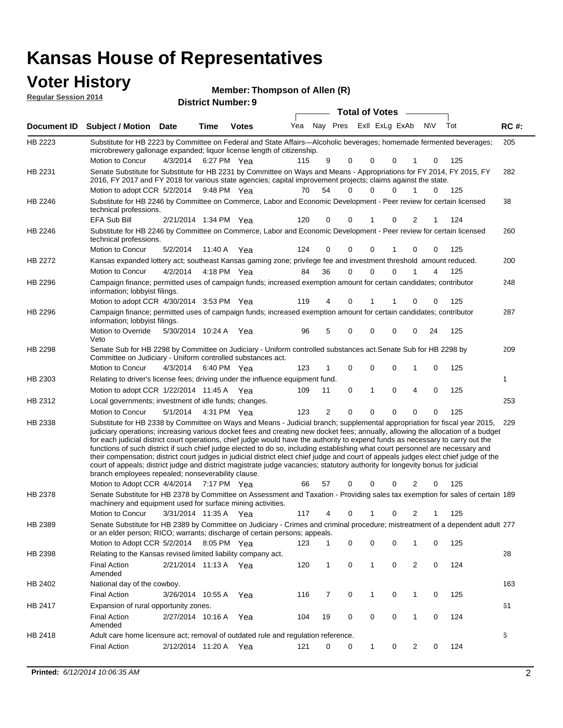# Kansas House of Representatives

## Voter History

**Regular Session 2014**

**Member: Thompson of Allen (R)**

**District Number: 9**

| Document ID | Subject / Motion | Date | Time | Votes | Yea | Nay | Pres | ExII | ExLg | ExAb | N\V | Tot | RC #: |
|---|---|---|---|---|---|---|---|---|---|---|---|---|---|
| HB 2223 | Substitute for HB 2223 by Committee on Federal and State Affairs—Alcoholic beverages; homemade fermented beverages; microbrewery gallonage expanded; liquor license length of citizenship. | | | | | | | | | | | | 205 |
| | Motion to Concur | 4/3/2014 | 6:27 PM | Yea | 115 | 9 | 0 | 0 | 0 | 1 | 0 | 125 | |
| HB 2231 | Senate Substitute for Substitute for HB 2231 by Committee on Ways and Means - Appropriations for FY 2014, FY 2015, FY 2016, FY 2017 and FY 2018 for various state agencies; capital improvement projects; claims against the state. | | | | | | | | | | | | 282 |
| | Motion to adopt CCR | 5/2/2014 | 9:48 PM | Yea | 70 | 54 | 0 | 0 | 0 | 1 | 0 | 125 | |
| HB 2246 | Substitute for HB 2246 by Committee on Commerce, Labor and Economic Development - Peer review for certain licensed technical professions. | | | | | | | | | | | | 38 |
| | EFA Sub Bill | 2/21/2014 | 1:34 PM | Yea | 120 | 0 | 0 | 1 | 0 | 2 | 1 | 124 | |
| HB 2246 | Substitute for HB 2246 by Committee on Commerce, Labor and Economic Development - Peer review for certain licensed technical professions. | | | | | | | | | | | | 260 |
| | Motion to Concur | 5/2/2014 | 11:40 A | Yea | 124 | 0 | 0 | 0 | 1 | 0 | 0 | 125 | |
| HB 2272 | Kansas expanded lottery act; southeast Kansas gaming zone; privilege fee and investment threshold amount reduced. | | | | | | | | | | | | 200 |
| | Motion to Concur | 4/2/2014 | 4:18 PM | Yea | 84 | 36 | 0 | 0 | 0 | 1 | 4 | 125 | |
| HB 2296 | Campaign finance; permitted uses of campaign funds; increased exemption amount for certain candidates; contributor information; lobbyist filings. | | | | | | | | | | | | 248 |
| | Motion to adopt CCR | 4/30/2014 | 3:53 PM | Yea | 119 | 4 | 0 | 1 | 1 | 0 | 0 | 125 | |
| HB 2296 | Campaign finance; permitted uses of campaign funds; increased exemption amount for certain candidates; contributor information; lobbyist filings. | | | | | | | | | | | | 287 |
| | Motion to Override Veto | 5/30/2014 | 10:24 A | Yea | 96 | 5 | 0 | 0 | 0 | 0 | 24 | 125 | |
| HB 2298 | Senate Sub for HB 2298 by Committee on Judiciary - Uniform controlled substances act.Senate Sub for HB 2298 by Committee on Judiciary - Uniform controlled substances act. | | | | | | | | | | | | 209 |
| | Motion to Concur | 4/3/2014 | 6:40 PM | Yea | 123 | 1 | 0 | 0 | 0 | 1 | 0 | 125 | |
| HB 2303 | Relating to driver's license fees; driving under the influence equipment fund. | | | | | | | | | | | | 1 |
| | Motion to adopt CCR | 1/22/2014 | 11:45 A | Yea | 109 | 11 | 0 | 1 | 0 | 4 | 0 | 125 | |
| HB 2312 | Local governments; investment of idle funds; changes. | | | | | | | | | | | | 253 |
| | Motion to Concur | 5/1/2014 | 4:31 PM | Yea | 123 | 2 | 0 | 0 | 0 | 0 | 0 | 125 | |
| HB 2338 | Substitute for HB 2338 by Committee on Ways and Means - Judicial branch; supplemental appropriation for fiscal year 2015, judiciary operations; increasing various docket fees and creating new docket fees; annually, allowing the allocation of a budget for each judicial district court operations, chief judge would have the authority to expend funds as necessary to carry out the functions of such district if such chief judge elected to do so, including establishing what court personnel are necessary and their compensation; district court judges in judicial district elect chief judge and court of appeals judges elect chief judge of the court of appeals; district judge and district magistrate judge vacancies; statutory authority for longevity bonus for judicial branch employees repealed; nonseverability clause. | | | | | | | | | | | | 229 |
| | Motion to Adopt CCR | 4/4/2014 | 7:17 PM | Yea | 66 | 57 | 0 | 0 | 0 | 2 | 0 | 125 | |
| HB 2378 | Senate Substitute for HB 2378 by Committee on Assessment and Taxation - Providing sales tax exemption for sales of certain machinery and equipment used for surface mining activities. | | | | | | | | | | | | 189 |
| | Motion to Concur | 3/31/2014 | 11:35 A | Yea | 117 | 4 | 0 | 1 | 0 | 2 | 1 | 125 | |
| HB 2389 | Senate Substitute for HB 2389 by Committee on Judiciary - Crimes and criminal procedure; mistreatment of a dependent adult or an elder person; RICO; warrants; discharge of certain persons; appeals. | | | | | | | | | | | | 277 |
| | Motion to Adopt CCR | 5/2/2014 | 8:05 PM | Yea | 123 | 1 | 0 | 0 | 0 | 1 | 0 | 125 | |
| HB 2398 | Relating to the Kansas revised limited liability company act. | | | | | | | | | | | | 28 |
| | Final Action Amended | 2/21/2014 | 11:13 A | Yea | 120 | 1 | 0 | 1 | 0 | 2 | 0 | 124 | |
| HB 2402 | National day of the cowboy. | | | | | | | | | | | | 163 |
| | Final Action | 3/26/2014 | 10:55 A | Yea | 116 | 7 | 0 | 1 | 0 | 1 | 0 | 125 | |
| HB 2417 | Expansion of rural opportunity zones. | | | | | | | | | | | | 61 |
| | Final Action Amended | 2/27/2014 | 10:16 A | Yea | 104 | 19 | 0 | 0 | 0 | 1 | 0 | 124 | |
| HB 2418 | Adult care home licensure act; removal of outdated rule and regulation reference. | | | | | | | | | | | | 6 |
| | Final Action | 2/12/2014 | 11:20 A | Yea | 121 | 0 | 0 | 1 | 0 | 2 | 0 | 124 | |

**Printed:** *6/12/2014 10:06:35 AM*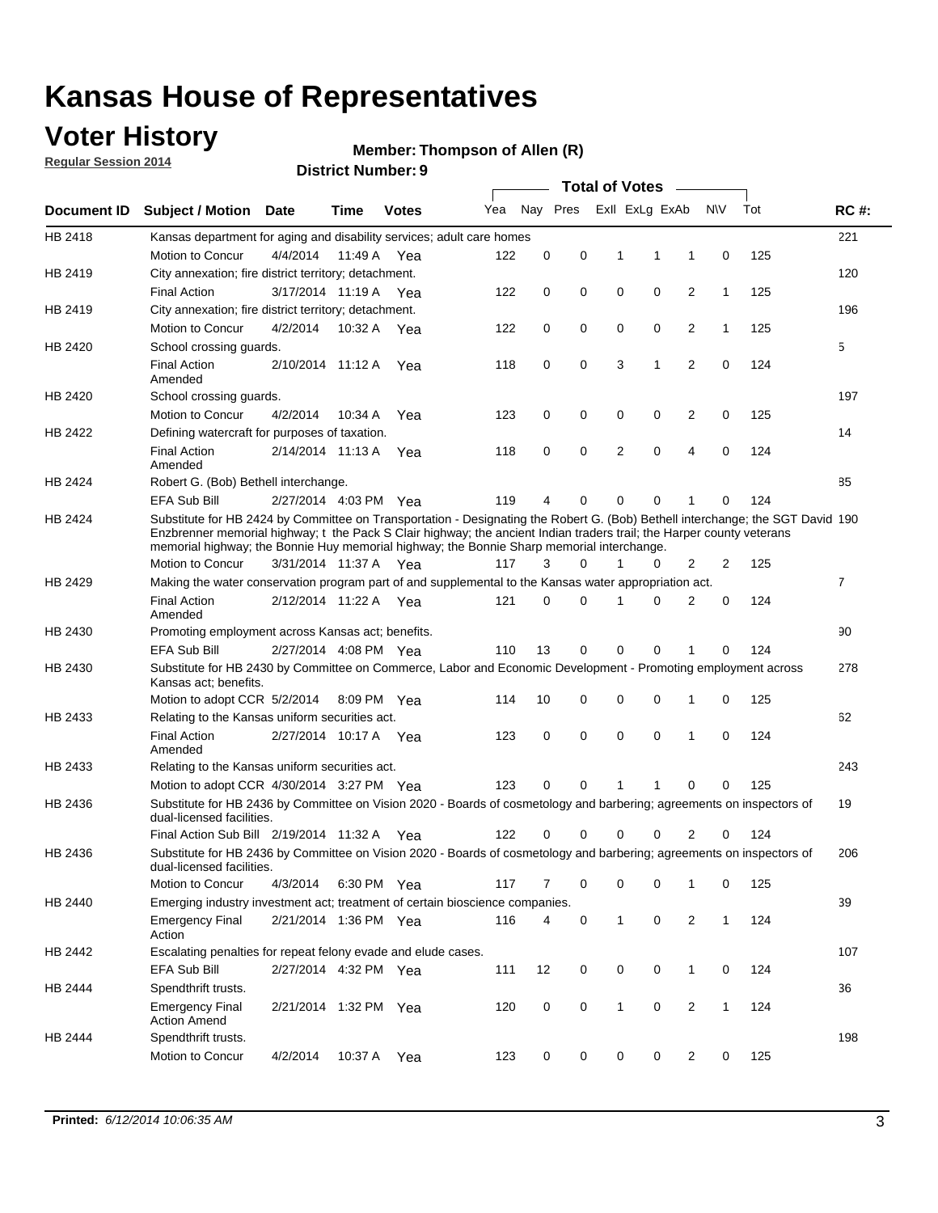# Kansas House of Representatives

## Voter History

**Regular Session 2014**

**Member: Thompson of Allen (R)**

**District Number: 9**

| Document ID | Subject / Motion | Date | Time | Votes | Yea | Nay | Pres | ExII | ExLg | ExAb | N\V | Tot | RC #: |
|---|---|---|---|---|---|---|---|---|---|---|---|---|---|
| HB 2418 | Kansas department for aging and disability services; adult care homes | | | | | | | | | | | | 221 |
| | Motion to Concur | 4/4/2014 | 11:49 A | Yea | 122 | 0 | 0 | 1 | 1 | 1 | 0 | 125 | |
| HB 2419 | City annexation; fire district territory; detachment. | | | | | | | | | | | | 120 |
| | Final Action | 3/17/2014 | 11:19 A | Yea | 122 | 0 | 0 | 0 | 0 | 2 | 1 | 125 | |
| HB 2419 | City annexation; fire district territory; detachment. | | | | | | | | | | | | 196 |
| | Motion to Concur | 4/2/2014 | 10:32 A | Yea | 122 | 0 | 0 | 0 | 0 | 2 | 1 | 125 | |
| HB 2420 | School crossing guards. | | | | | | | | | | | | 5 |
| | Final Action Amended | 2/10/2014 | 11:12 A | Yea | 118 | 0 | 0 | 3 | 1 | 2 | 0 | 124 | |
| HB 2420 | School crossing guards. | | | | | | | | | | | | 197 |
| | Motion to Concur | 4/2/2014 | 10:34 A | Yea | 123 | 0 | 0 | 0 | 0 | 2 | 0 | 125 | |
| HB 2422 | Defining watercraft for purposes of taxation. | | | | | | | | | | | | 14 |
| | Final Action Amended | 2/14/2014 | 11:13 A | Yea | 118 | 0 | 0 | 2 | 0 | 4 | 0 | 124 | |
| HB 2424 | Robert G. (Bob) Bethell interchange. | | | | | | | | | | | | 85 |
| | EFA Sub Bill | 2/27/2014 | 4:03 PM | Yea | 119 | 4 | 0 | 0 | 0 | 1 | 0 | 124 | |
| HB 2424 | Substitute for HB 2424 by Committee on Transportation - Designating the Robert G. (Bob) Bethell interchange; the SGT David Enzbrenner memorial highway; t the Pack S Clair highway; the ancient Indian traders trail; the Harper county veterans memorial highway; the Bonnie Huy memorial highway; the Bonnie Sharp memorial interchange. | | | | | | | | | | | | 190 |
| | Motion to Concur | 3/31/2014 | 11:37 A | Yea | 117 | 3 | 0 | 1 | 0 | 2 | 2 | 125 | |
| HB 2429 | Making the water conservation program part of and supplemental to the Kansas water appropriation act. | | | | | | | | | | | | 7 |
| | Final Action Amended | 2/12/2014 | 11:22 A | Yea | 121 | 0 | 0 | 1 | 0 | 2 | 0 | 124 | |
| HB 2430 | Promoting employment across Kansas act; benefits. | | | | | | | | | | | | 90 |
| | EFA Sub Bill | 2/27/2014 | 4:08 PM | Yea | 110 | 13 | 0 | 0 | 0 | 1 | 0 | 124 | |
| HB 2430 | Substitute for HB 2430 by Committee on Commerce, Labor and Economic Development - Promoting employment across Kansas act; benefits. | | | | | | | | | | | | 278 |
| | Motion to adopt CCR | 5/2/2014 | 8:09 PM | Yea | 114 | 10 | 0 | 0 | 0 | 1 | 0 | 125 | |
| HB 2433 | Relating to the Kansas uniform securities act. | | | | | | | | | | | | 62 |
| | Final Action Amended | 2/27/2014 | 10:17 A | Yea | 123 | 0 | 0 | 0 | 0 | 1 | 0 | 124 | |
| HB 2433 | Relating to the Kansas uniform securities act. | | | | | | | | | | | | 243 |
| | Motion to adopt CCR | 4/30/2014 | 3:27 PM | Yea | 123 | 0 | 0 | 1 | 1 | 0 | 0 | 125 | |
| HB 2436 | Substitute for HB 2436 by Committee on Vision 2020 - Boards of cosmetology and barbering; agreements on inspectors of dual-licensed facilities. | | | | | | | | | | | | 19 |
| | Final Action Sub Bill | 2/19/2014 | 11:32 A | Yea | 122 | 0 | 0 | 0 | 0 | 2 | 0 | 124 | |
| HB 2436 | Substitute for HB 2436 by Committee on Vision 2020 - Boards of cosmetology and barbering; agreements on inspectors of dual-licensed facilities. | | | | | | | | | | | | 206 |
| | Motion to Concur | 4/3/2014 | 6:30 PM | Yea | 117 | 7 | 0 | 0 | 0 | 1 | 0 | 125 | |
| HB 2440 | Emerging industry investment act; treatment of certain bioscience companies. | | | | | | | | | | | | 39 |
| | Emergency Final Action | 2/21/2014 | 1:36 PM | Yea | 116 | 4 | 0 | 1 | 0 | 2 | 1 | 124 | |
| HB 2442 | Escalating penalties for repeat felony evade and elude cases. | | | | | | | | | | | | 107 |
| | EFA Sub Bill | 2/27/2014 | 4:32 PM | Yea | 111 | 12 | 0 | 0 | 0 | 1 | 0 | 124 | |
| HB 2444 | Spendthrift trusts. | | | | | | | | | | | | 36 |
| | Emergency Final Action Amend | 2/21/2014 | 1:32 PM | Yea | 120 | 0 | 0 | 1 | 0 | 2 | 1 | 124 | |
| HB 2444 | Spendthrift trusts. | | | | | | | | | | | | 198 |
| | Motion to Concur | 4/2/2014 | 10:37 A | Yea | 123 | 0 | 0 | 0 | 0 | 2 | 0 | 125 | |

**Printed:** *6/12/2014 10:06:35 AM*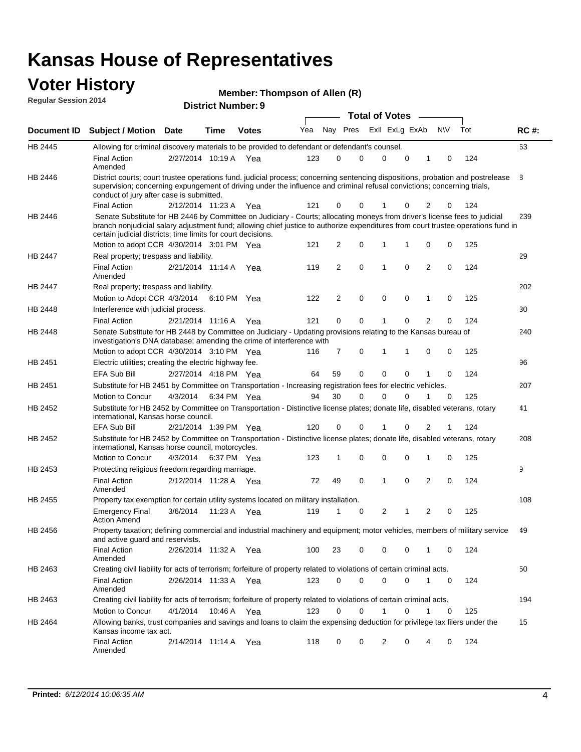# Kansas House of Representatives

## Voter History

**Regular Session 2014**

**Member: Thompson of Allen (R)**

**District Number: 9**

| Document ID | Subject / Motion | Date | Time | Votes | Yea | Nay | Pres | ExII | ExLg | ExAb | N\V | Tot | RC #: |
|---|---|---|---|---|---|---|---|---|---|---|---|---|---|
| HB 2445 | Allowing for criminal discovery materials to be provided to defendant or defendant's counsel. | | | | | | | | | | | | 63 |
| | Final Action Amended | 2/27/2014 | 10:19 A | Yea | 123 | 0 | 0 | 0 | 0 | 1 | 0 | 124 | |
| HB 2446 | District courts; court trustee operations fund. judicial process; concerning sentencing dispositions, probation and postrelease supervision; concerning expungement of driving under the influence and criminal refusal convictions; concerning trials, conduct of jury after case is submitted. | | | | | | | | | | | | 8 |
| | Final Action | 2/12/2014 | 11:23 A | Yea | 121 | 0 | 0 | 1 | 0 | 2 | 0 | 124 | |
| HB 2446 | Senate Substitute for HB 2446 by Committee on Judiciary - Courts; allocating moneys from driver's license fees to judicial branch nonjudicial salary adjustment fund; allowing chief justice to authorize expenditures from court trustee operations fund in certain judicial districts; time limits for court decisions. | | | | | | | | | | | | 239 |
| | Motion to adopt CCR | 4/30/2014 | 3:01 PM | Yea | 121 | 2 | 0 | 1 | 1 | 0 | 0 | 125 | |
| HB 2447 | Real property; trespass and liability. | | | | | | | | | | | | 29 |
| | Final Action Amended | 2/21/2014 | 11:14 A | Yea | 119 | 2 | 0 | 1 | 0 | 2 | 0 | 124 | |
| HB 2447 | Real property; trespass and liability. | | | | | | | | | | | | 202 |
| | Motion to Adopt CCR | 4/3/2014 | 6:10 PM | Yea | 122 | 2 | 0 | 0 | 0 | 1 | 0 | 125 | |
| HB 2448 | Interference with judicial process. | | | | | | | | | | | | 30 |
| | Final Action | 2/21/2014 | 11:16 A | Yea | 121 | 0 | 0 | 1 | 0 | 2 | 0 | 124 | |
| HB 2448 | Senate Substitute for HB 2448 by Committee on Judiciary - Updating provisions relating to the Kansas bureau of investigation's DNA database; amending the crime of interference with | | | | | | | | | | | | 240 |
| | Motion to adopt CCR | 4/30/2014 | 3:10 PM | Yea | 116 | 7 | 0 | 1 | 1 | 0 | 0 | 125 | |
| HB 2451 | Electric utilities; creating the electric highway fee. | | | | | | | | | | | | 96 |
| | EFA Sub Bill | 2/27/2014 | 4:18 PM | Yea | 64 | 59 | 0 | 0 | 0 | 1 | 0 | 124 | |
| HB 2451 | Substitute for HB 2451 by Committee on Transportation - Increasing registration fees for electric vehicles. | | | | | | | | | | | | 207 |
| | Motion to Concur | 4/3/2014 | 6:34 PM | Yea | 94 | 30 | 0 | 0 | 0 | 1 | 0 | 125 | |
| HB 2452 | Substitute for HB 2452 by Committee on Transportation - Distinctive license plates; donate life, disabled veterans, rotary international, Kansas horse council. | | | | | | | | | | | | 41 |
| | EFA Sub Bill | 2/21/2014 | 1:39 PM | Yea | 120 | 0 | 0 | 1 | 0 | 2 | 1 | 124 | |
| HB 2452 | Substitute for HB 2452 by Committee on Transportation - Distinctive license plates; donate life, disabled veterans, rotary international, Kansas horse council, motorcycles. | | | | | | | | | | | | 208 |
| | Motion to Concur | 4/3/2014 | 6:37 PM | Yea | 123 | 1 | 0 | 0 | 0 | 1 | 0 | 125 | |
| HB 2453 | Protecting religious freedom regarding marriage. | | | | | | | | | | | | 9 |
| | Final Action Amended | 2/12/2014 | 11:28 A | Yea | 72 | 49 | 0 | 1 | 0 | 2 | 0 | 124 | |
| HB 2455 | Property tax exemption for certain utility systems located on military installation. | | | | | | | | | | | | 108 |
| | Emergency Final Action Amend | 3/6/2014 | 11:23 A | Yea | 119 | 1 | 0 | 2 | 1 | 2 | 0 | 125 | |
| HB 2456 | Property taxation; defining commercial and industrial machinery and equipment; motor vehicles, members of military service and active guard and reservists. | | | | | | | | | | | | 49 |
| | Final Action Amended | 2/26/2014 | 11:32 A | Yea | 100 | 23 | 0 | 0 | 0 | 1 | 0 | 124 | |
| HB 2463 | Creating civil liability for acts of terrorism; forfeiture of property related to violations of certain criminal acts. | | | | | | | | | | | | 50 |
| | Final Action Amended | 2/26/2014 | 11:33 A | Yea | 123 | 0 | 0 | 0 | 0 | 1 | 0 | 124 | |
| HB 2463 | Creating civil liability for acts of terrorism; forfeiture of property related to violations of certain criminal acts. | | | | | | | | | | | | 194 |
| | Motion to Concur | 4/1/2014 | 10:46 A | Yea | 123 | 0 | 0 | 1 | 0 | 1 | 0 | 125 | |
| HB 2464 | Allowing banks, trust companies and savings and loans to claim the expensing deduction for privilege tax filers under the Kansas income tax act. | | | | | | | | | | | | 15 |
| | Final Action Amended | 2/14/2014 | 11:14 A | Yea | 118 | 0 | 0 | 2 | 0 | 4 | 0 | 124 | |

**Printed:** *6/12/2014 10:06:35 AM*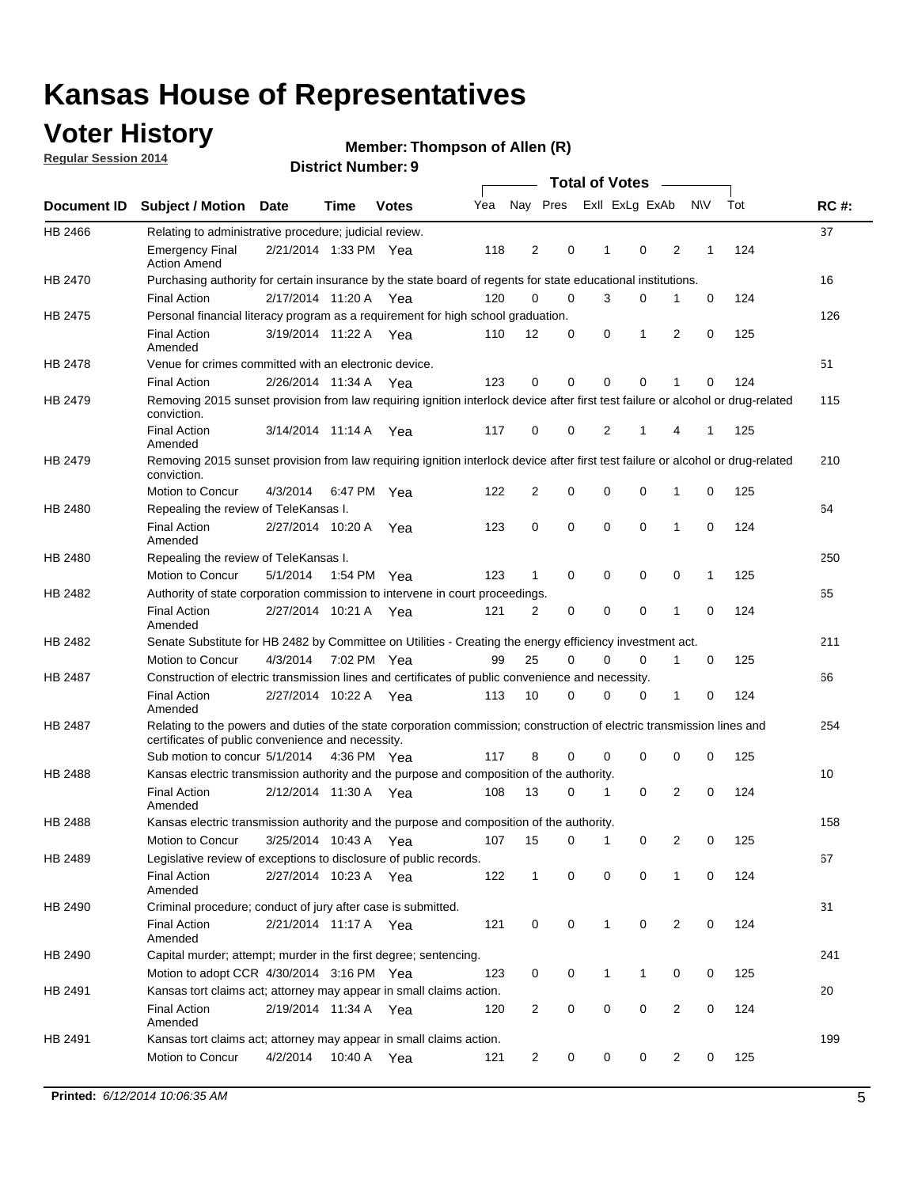# Kansas House of Representatives

## Voter History

**Regular Session 2014**

**Member: Thompson of Allen (R)**

**District Number: 9**

| Document ID | Subject / Motion | Date | Time | Votes | Yea | Nay | Pres | ExlI | ExLg | ExAb | N\V | Tot | RC #: |
|---|---|---|---|---|---|---|---|---|---|---|---|---|---|
| HB 2466 | Relating to administrative procedure; judicial review. | | | | | | | | | | | | 37 |
| | Emergency Final Action Amend | 2/21/2014 | 1:33 PM | Yea | 118 | 2 | 0 | 1 | 0 | 2 | 1 | 124 | |
| HB 2470 | Purchasing authority for certain insurance by the state board of regents for state educational institutions. | | | | | | | | | | | | 16 |
| | Final Action | 2/17/2014 | 11:20 A | Yea | 120 | 0 | 0 | 3 | 0 | 1 | 0 | 124 | |
| HB 2475 | Personal financial literacy program as a requirement for high school graduation. | | | | | | | | | | | | 126 |
| | Final Action Amended | 3/19/2014 | 11:22 A | Yea | 110 | 12 | 0 | 0 | 1 | 2 | 0 | 125 | |
| HB 2478 | Venue for crimes committed with an electronic device. | | | | | | | | | | | | 51 |
| | Final Action | 2/26/2014 | 11:34 A | Yea | 123 | 0 | 0 | 0 | 0 | 1 | 0 | 124 | |
| HB 2479 | Removing 2015 sunset provision from law requiring ignition interlock device after first test failure or alcohol or drug-related conviction. | | | | | | | | | | | | 115 |
| | Final Action Amended | 3/14/2014 | 11:14 A | Yea | 117 | 0 | 0 | 2 | 1 | 4 | 1 | 125 | |
| HB 2479 | Removing 2015 sunset provision from law requiring ignition interlock device after first test failure or alcohol or drug-related conviction. | | | | | | | | | | | | 210 |
| | Motion to Concur | 4/3/2014 | 6:47 PM | Yea | 122 | 2 | 0 | 0 | 0 | 1 | 0 | 125 | |
| HB 2480 | Repealing the review of TeleKansas I. | | | | | | | | | | | | 64 |
| | Final Action Amended | 2/27/2014 | 10:20 A | Yea | 123 | 0 | 0 | 0 | 0 | 1 | 0 | 124 | |
| HB 2480 | Repealing the review of TeleKansas I. | | | | | | | | | | | | 250 |
| | Motion to Concur | 5/1/2014 | 1:54 PM | Yea | 123 | 1 | 0 | 0 | 0 | 0 | 1 | 125 | |
| HB 2482 | Authority of state corporation commission to intervene in court proceedings. | | | | | | | | | | | | 65 |
| | Final Action Amended | 2/27/2014 | 10:21 A | Yea | 121 | 2 | 0 | 0 | 0 | 1 | 0 | 124 | |
| HB 2482 | Senate Substitute for HB 2482 by Committee on Utilities - Creating the energy efficiency investment act. | | | | | | | | | | | | 211 |
| | Motion to Concur | 4/3/2014 | 7:02 PM | Yea | 99 | 25 | 0 | 0 | 0 | 1 | 0 | 125 | |
| HB 2487 | Construction of electric transmission lines and certificates of public convenience and necessity. | | | | | | | | | | | | 66 |
| | Final Action Amended | 2/27/2014 | 10:22 A | Yea | 113 | 10 | 0 | 0 | 0 | 1 | 0 | 124 | |
| HB 2487 | Relating to the powers and duties of the state corporation commission; construction of electric transmission lines and certificates of public convenience and necessity. | | | | | | | | | | | | 254 |
| | Sub motion to concur | 5/1/2014 | 4:36 PM | Yea | 117 | 8 | 0 | 0 | 0 | 0 | 0 | 125 | |
| HB 2488 | Kansas electric transmission authority and the purpose and composition of the authority. | | | | | | | | | | | | 10 |
| | Final Action Amended | 2/12/2014 | 11:30 A | Yea | 108 | 13 | 0 | 1 | 0 | 2 | 0 | 124 | |
| HB 2488 | Kansas electric transmission authority and the purpose and composition of the authority. | | | | | | | | | | | | 158 |
| | Motion to Concur | 3/25/2014 | 10:43 A | Yea | 107 | 15 | 0 | 1 | 0 | 2 | 0 | 125 | |
| HB 2489 | Legislative review of exceptions to disclosure of public records. | | | | | | | | | | | | 67 |
| | Final Action Amended | 2/27/2014 | 10:23 A | Yea | 122 | 1 | 0 | 0 | 0 | 1 | 0 | 124 | |
| HB 2490 | Criminal procedure; conduct of jury after case is submitted. | | | | | | | | | | | | 31 |
| | Final Action Amended | 2/21/2014 | 11:17 A | Yea | 121 | 0 | 0 | 1 | 0 | 2 | 0 | 124 | |
| HB 2490 | Capital murder; attempt; murder in the first degree; sentencing. | | | | | | | | | | | | 241 |
| | Motion to adopt CCR | 4/30/2014 | 3:16 PM | Yea | 123 | 0 | 0 | 1 | 1 | 0 | 0 | 125 | |
| HB 2491 | Kansas tort claims act; attorney may appear in small claims action. | | | | | | | | | | | | 20 |
| | Final Action Amended | 2/19/2014 | 11:34 A | Yea | 120 | 2 | 0 | 0 | 0 | 2 | 0 | 124 | |
| HB 2491 | Kansas tort claims act; attorney may appear in small claims action. | | | | | | | | | | | | 199 |
| | Motion to Concur | 4/2/2014 | 10:40 A | Yea | 121 | 2 | 0 | 0 | 0 | 2 | 0 | 125 | |

**Printed:** *6/12/2014 10:06:35 AM*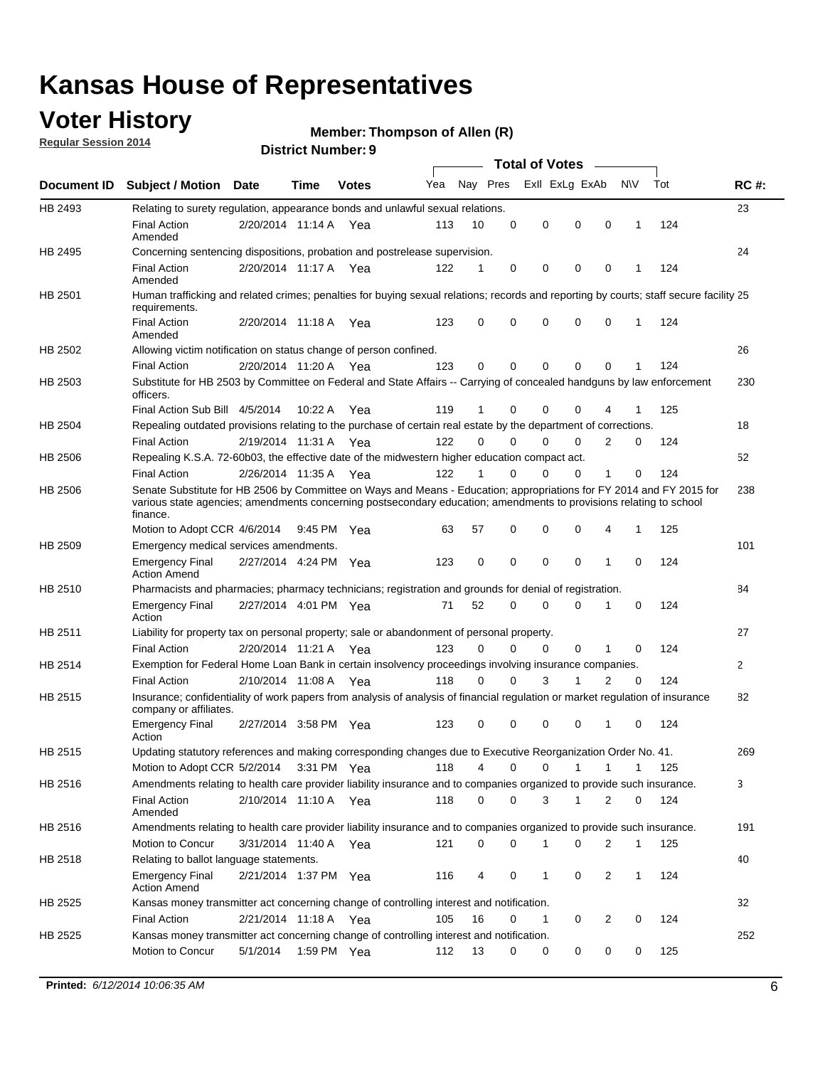# Kansas House of Representatives

## Voter History

**Regular Session 2014**

**Member: Thompson of Allen (R)**

**District Number: 9**

| Document ID | Subject / Motion | Date | Time | Votes | Yea | Nay | Pres | ExII | ExLg | ExAb | N\V | Tot | RC #: |
|---|---|---|---|---|---|---|---|---|---|---|---|---|---|
| HB 2493 | Relating to surety regulation, appearance bonds and unlawful sexual relations. | | | | | | | | | | | | 23 |
| | Final Action Amended | 2/20/2014 | 11:14 A | Yea | 113 | 10 | 0 | 0 | 0 | 0 | 1 | 124 | |
| HB 2495 | Concerning sentencing dispositions, probation and postrelease supervision. | | | | | | | | | | | | 24 |
| | Final Action Amended | 2/20/2014 | 11:17 A | Yea | 122 | 1 | 0 | 0 | 0 | 0 | 1 | 124 | |
| HB 2501 | Human trafficking and related crimes; penalties for buying sexual relations; records and reporting by courts; staff secure facility requirements. | | | | | | | | | | | | 25 |
| | Final Action Amended | 2/20/2014 | 11:18 A | Yea | 123 | 0 | 0 | 0 | 0 | 0 | 1 | 124 | |
| HB 2502 | Allowing victim notification on status change of person confined. | | | | | | | | | | | | 26 |
| | Final Action | 2/20/2014 | 11:20 A | Yea | 123 | 0 | 0 | 0 | 0 | 0 | 1 | 124 | |
| HB 2503 | Substitute for HB 2503 by Committee on Federal and State Affairs -- Carrying of concealed handguns by law enforcement officers. | | | | | | | | | | | | 230 |
| | Final Action Sub Bill | 4/5/2014 | 10:22 A | Yea | 119 | 1 | 0 | 0 | 0 | 4 | 1 | 125 | |
| HB 2504 | Repealing outdated provisions relating to the purchase of certain real estate by the department of corrections. | | | | | | | | | | | | 18 |
| | Final Action | 2/19/2014 | 11:31 A | Yea | 122 | 0 | 0 | 0 | 0 | 2 | 0 | 124 | |
| HB 2506 | Repealing K.S.A. 72-60b03, the effective date of the midwestern higher education compact act. | | | | | | | | | | | | 52 |
| | Final Action | 2/26/2014 | 11:35 A | Yea | 122 | 1 | 0 | 0 | 0 | 1 | 0 | 124 | |
| HB 2506 | Senate Substitute for HB 2506 by Committee on Ways and Means - Education; appropriations for FY 2014 and FY 2015 for various state agencies; amendments concerning postsecondary education; amendments to provisions relating to school finance. | | | | | | | | | | | | 238 |
| | Motion to Adopt CCR | 4/6/2014 | 9:45 PM | Yea | 63 | 57 | 0 | 0 | 0 | 4 | 1 | 125 | |
| HB 2509 | Emergency medical services amendments. | | | | | | | | | | | | 101 |
| | Emergency Final Action Amend | 2/27/2014 | 4:24 PM | Yea | 123 | 0 | 0 | 0 | 0 | 1 | 0 | 124 | |
| HB 2510 | Pharmacists and pharmacies; pharmacy technicians; registration and grounds for denial of registration. | | | | | | | | | | | | 84 |
| | Emergency Final Action | 2/27/2014 | 4:01 PM | Yea | 71 | 52 | 0 | 0 | 0 | 1 | 0 | 124 | |
| HB 2511 | Liability for property tax on personal property; sale or abandonment of personal property. | | | | | | | | | | | | 27 |
| | Final Action | 2/20/2014 | 11:21 A | Yea | 123 | 0 | 0 | 0 | 0 | 1 | 0 | 124 | |
| HB 2514 | Exemption for Federal Home Loan Bank in certain insolvency proceedings involving insurance companies. | | | | | | | | | | | | 2 |
| | Final Action | 2/10/2014 | 11:08 A | Yea | 118 | 0 | 0 | 3 | 1 | 2 | 0 | 124 | |
| HB 2515 | Insurance; confidentiality of work papers from analysis of analysis of financial regulation or market regulation of insurance company or affiliates. | | | | | | | | | | | | 82 |
| | Emergency Final Action | 2/27/2014 | 3:58 PM | Yea | 123 | 0 | 0 | 0 | 0 | 1 | 0 | 124 | |
| HB 2515 | Updating statutory references and making corresponding changes due to Executive Reorganization Order No. 41. | | | | | | | | | | | | 269 |
| | Motion to Adopt CCR | 5/2/2014 | 3:31 PM | Yea | 118 | 4 | 0 | 0 | 1 | 1 | 1 | 125 | |
| HB 2516 | Amendments relating to health care provider liability insurance and to companies organized to provide such insurance. | | | | | | | | | | | | 3 |
| | Final Action Amended | 2/10/2014 | 11:10 A | Yea | 118 | 0 | 0 | 3 | 1 | 2 | 0 | 124 | |
| HB 2516 | Amendments relating to health care provider liability insurance and to companies organized to provide such insurance. | | | | | | | | | | | | 191 |
| | Motion to Concur | 3/31/2014 | 11:40 A | Yea | 121 | 0 | 0 | 1 | 0 | 2 | 1 | 125 | |
| HB 2518 | Relating to ballot language statements. | | | | | | | | | | | | 40 |
| | Emergency Final Action Amend | 2/21/2014 | 1:37 PM | Yea | 116 | 4 | 0 | 1 | 0 | 2 | 1 | 124 | |
| HB 2525 | Kansas money transmitter act concerning change of controlling interest and notification. | | | | | | | | | | | | 32 |
| | Final Action | 2/21/2014 | 11:18 A | Yea | 105 | 16 | 0 | 1 | 0 | 2 | 0 | 124 | |
| HB 2525 | Kansas money transmitter act concerning change of controlling interest and notification. | | | | | | | | | | | | 252 |
| | Motion to Concur | 5/1/2014 | 1:59 PM | Yea | 112 | 13 | 0 | 0 | 0 | 0 | 0 | 125 | |

**Printed:** *6/12/2014 10:06:35 AM*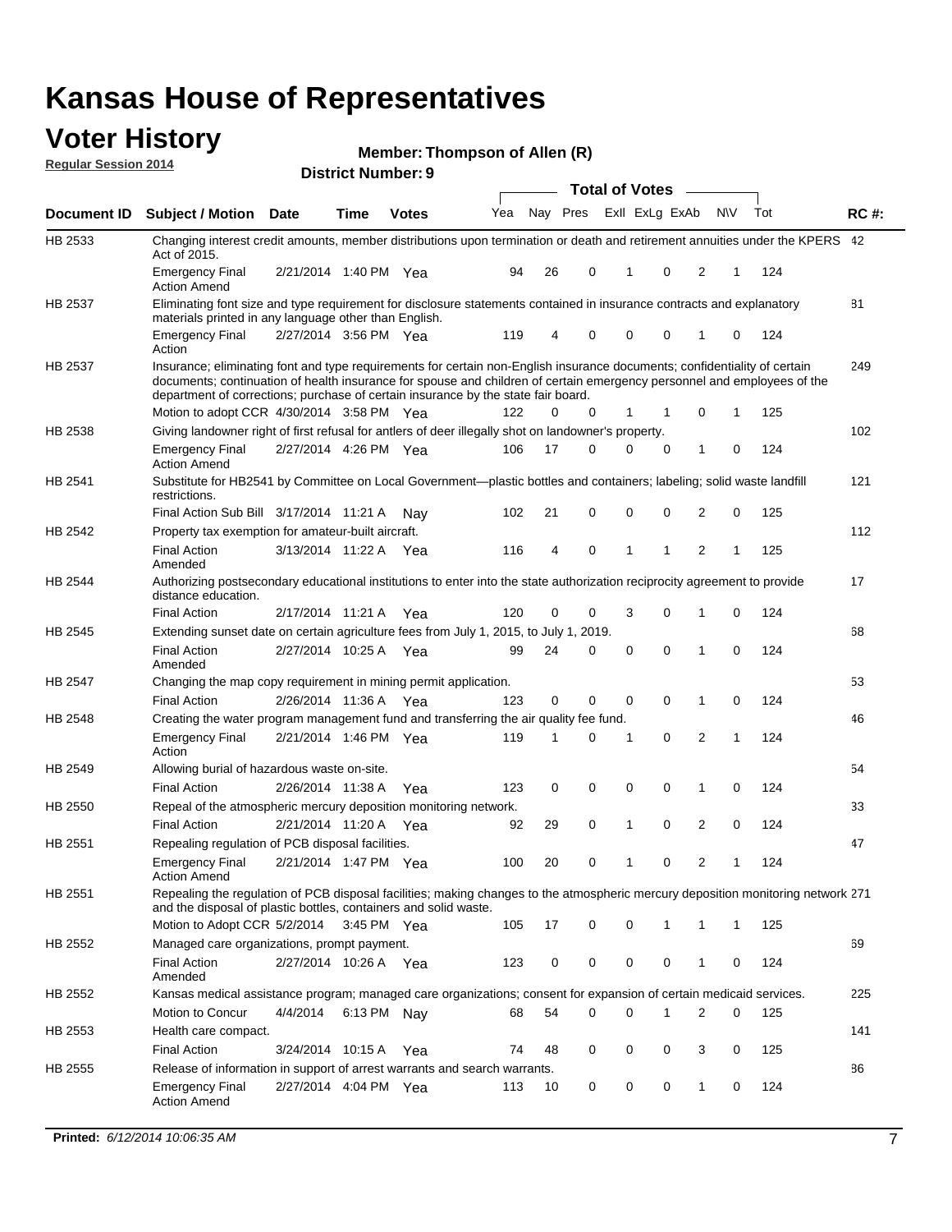# Kansas House of Representatives

## Voter History

**Regular Session 2014**

**Member: Thompson of Allen (R)**

**District Number: 9**

| Document ID | Subject / Motion | Date | Time | Votes | Yea | Nay | Pres | ExII | ExLg | ExAb | N\V | Tot | RC #: |
|---|---|---|---|---|---|---|---|---|---|---|---|---|---|
| HB 2533 | Changing interest credit amounts, member distributions upon termination or death and retirement annuities under the KPERS Act of 2015. | | | | | | | | | | | | 42 |
| | Emergency Final Action Amend | 2/21/2014 | 1:40 PM | Yea | 94 | 26 | 0 | 1 | 0 | 2 | 1 | 124 | |
| HB 2537 | Eliminating font size and type requirement for disclosure statements contained in insurance contracts and explanatory materials printed in any language other than English. | | | | | | | | | | | | 81 |
| | Emergency Final Action | 2/27/2014 | 3:56 PM | Yea | 119 | 4 | 0 | 0 | 0 | 1 | 0 | 124 | |
| HB 2537 | Insurance; eliminating font and type requirements for certain non-English insurance documents; confidentiality of certain documents; continuation of health insurance for spouse and children of certain emergency personnel and employees of the department of corrections; purchase of certain insurance by the state fair board. | | | | | | | | | | | | 249 |
| | Motion to adopt CCR | 4/30/2014 | 3:58 PM | Yea | 122 | 0 | 0 | 1 | 1 | 0 | 1 | 125 | |
| HB 2538 | Giving landowner right of first refusal for antlers of deer illegally shot on landowner's property. | | | | | | | | | | | | 102 |
| | Emergency Final Action Amend | 2/27/2014 | 4:26 PM | Yea | 106 | 17 | 0 | 0 | 0 | 1 | 0 | 124 | |
| HB 2541 | Substitute for HB2541 by Committee on Local Government—plastic bottles and containers; labeling; solid waste landfill restrictions. | | | | | | | | | | | | 121 |
| | Final Action Sub Bill | 3/17/2014 | 11:21 A | Nay | 102 | 21 | 0 | 0 | 0 | 2 | 0 | 125 | |
| HB 2542 | Property tax exemption for amateur-built aircraft. | | | | | | | | | | | | 112 |
| | Final Action Amended | 3/13/2014 | 11:22 A | Yea | 116 | 4 | 0 | 1 | 1 | 2 | 1 | 125 | |
| HB 2544 | Authorizing postsecondary educational institutions to enter into the state authorization reciprocity agreement to provide distance education. | | | | | | | | | | | | 17 |
| | Final Action | 2/17/2014 | 11:21 A | Yea | 120 | 0 | 0 | 3 | 0 | 1 | 0 | 124 | |
| HB 2545 | Extending sunset date on certain agriculture fees from July 1, 2015, to July 1, 2019. | | | | | | | | | | | | 68 |
| | Final Action Amended | 2/27/2014 | 10:25 A | Yea | 99 | 24 | 0 | 0 | 0 | 1 | 0 | 124 | |
| HB 2547 | Changing the map copy requirement in mining permit application. | | | | | | | | | | | | 53 |
| | Final Action | 2/26/2014 | 11:36 A | Yea | 123 | 0 | 0 | 0 | 0 | 1 | 0 | 124 | |
| HB 2548 | Creating the water program management fund and transferring the air quality fee fund. | | | | | | | | | | | | 46 |
| | Emergency Final Action | 2/21/2014 | 1:46 PM | Yea | 119 | 1 | 0 | 1 | 0 | 2 | 1 | 124 | |
| HB 2549 | Allowing burial of hazardous waste on-site. | | | | | | | | | | | | 54 |
| | Final Action | 2/26/2014 | 11:38 A | Yea | 123 | 0 | 0 | 0 | 0 | 1 | 0 | 124 | |
| HB 2550 | Repeal of the atmospheric mercury deposition monitoring network. | | | | | | | | | | | | 33 |
| | Final Action | 2/21/2014 | 11:20 A | Yea | 92 | 29 | 0 | 1 | 0 | 2 | 0 | 124 | |
| HB 2551 | Repealing regulation of PCB disposal facilities. | | | | | | | | | | | | 47 |
| | Emergency Final Action Amend | 2/21/2014 | 1:47 PM | Yea | 100 | 20 | 0 | 1 | 0 | 2 | 1 | 124 | |
| HB 2551 | Repealing the regulation of PCB disposal facilities; making changes to the atmospheric mercury deposition monitoring network and the disposal of plastic bottles, containers and solid waste. | | | | | | | | | | | | 271 |
| | Motion to Adopt CCR | 5/2/2014 | 3:45 PM | Yea | 105 | 17 | 0 | 0 | 1 | 1 | 1 | 125 | |
| HB 2552 | Managed care organizations, prompt payment. | | | | | | | | | | | | 69 |
| | Final Action Amended | 2/27/2014 | 10:26 A | Yea | 123 | 0 | 0 | 0 | 0 | 1 | 0 | 124 | |
| HB 2552 | Kansas medical assistance program; managed care organizations; consent for expansion of certain medicaid services. | | | | | | | | | | | | 225 |
| | Motion to Concur | 4/4/2014 | 6:13 PM | Nay | 68 | 54 | 0 | 0 | 1 | 2 | 0 | 125 | |
| HB 2553 | Health care compact. | | | | | | | | | | | | 141 |
| | Final Action | 3/24/2014 | 10:15 A | Yea | 74 | 48 | 0 | 0 | 0 | 3 | 0 | 125 | |
| HB 2555 | Release of information in support of arrest warrants and search warrants. | | | | | | | | | | | | 86 |
| | Emergency Final Action Amend | 2/27/2014 | 4:04 PM | Yea | 113 | 10 | 0 | 0 | 0 | 1 | 0 | 124 | |

**Printed:** *6/12/2014 10:06:35 AM*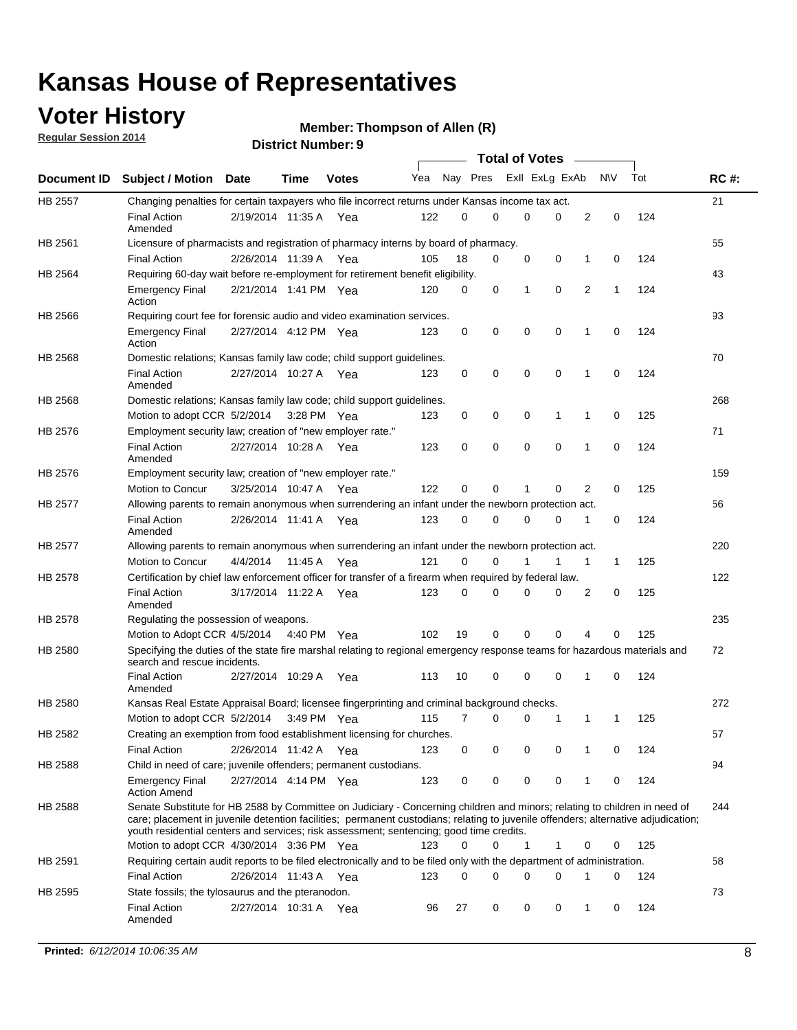# Kansas House of Representatives

## Voter History

**Regular Session 2014**

**Member: Thompson of Allen (R)**

**District Number: 9**

| Document ID | Subject / Motion | Date | Time | Votes | Yea | Nay | Pres | ExII | ExLg | ExAb | N\V | Tot | RC #: |
|---|---|---|---|---|---|---|---|---|---|---|---|---|---|
| HB 2557 | Changing penalties for certain taxpayers who file incorrect returns under Kansas income tax act. | | | | | | | | | | | | 21 |
| | Final Action Amended | 2/19/2014 | 11:35 A | Yea | 122 | 0 | 0 | 0 | 0 | 2 | 0 | 124 | |
| HB 2561 | Licensure of pharmacists and registration of pharmacy interns by board of pharmacy. | | | | | | | | | | | | 55 |
| | Final Action | 2/26/2014 | 11:39 A | Yea | 105 | 18 | 0 | 0 | 0 | 1 | 0 | 124 | |
| HB 2564 | Requiring 60-day wait before re-employment for retirement benefit eligibility. | | | | | | | | | | | | 43 |
| | Emergency Final Action | 2/21/2014 | 1:41 PM | Yea | 120 | 0 | 0 | 1 | 0 | 2 | 1 | 124 | |
| HB 2566 | Requiring court fee for forensic audio and video examination services. | | | | | | | | | | | | 93 |
| | Emergency Final Action | 2/27/2014 | 4:12 PM | Yea | 123 | 0 | 0 | 0 | 0 | 1 | 0 | 124 | |
| HB 2568 | Domestic relations; Kansas family law code; child support guidelines. | | | | | | | | | | | | 70 |
| | Final Action Amended | 2/27/2014 | 10:27 A | Yea | 123 | 0 | 0 | 0 | 0 | 1 | 0 | 124 | |
| HB 2568 | Domestic relations; Kansas family law code; child support guidelines. | | | | | | | | | | | | 268 |
| | Motion to adopt CCR | 5/2/2014 | 3:28 PM | Yea | 123 | 0 | 0 | 0 | 1 | 1 | 0 | 125 | |
| HB 2576 | Employment security law; creation of "new employer rate." | | | | | | | | | | | | 71 |
| | Final Action Amended | 2/27/2014 | 10:28 A | Yea | 123 | 0 | 0 | 0 | 0 | 1 | 0 | 124 | |
| HB 2576 | Employment security law; creation of "new employer rate." | | | | | | | | | | | | 159 |
| | Motion to Concur | 3/25/2014 | 10:47 A | Yea | 122 | 0 | 0 | 1 | 0 | 2 | 0 | 125 | |
| HB 2577 | Allowing parents to remain anonymous when surrendering an infant under the newborn protection act. | | | | | | | | | | | | 56 |
| | Final Action Amended | 2/26/2014 | 11:41 A | Yea | 123 | 0 | 0 | 0 | 0 | 1 | 0 | 124 | |
| HB 2577 | Allowing parents to remain anonymous when surrendering an infant under the newborn protection act. | | | | | | | | | | | | 220 |
| | Motion to Concur | 4/4/2014 | 11:45 A | Yea | 121 | 0 | 0 | 1 | 1 | 1 | 1 | 125 | |
| HB 2578 | Certification by chief law enforcement officer for transfer of a firearm when required by federal law. | | | | | | | | | | | | 122 |
| | Final Action Amended | 3/17/2014 | 11:22 A | Yea | 123 | 0 | 0 | 0 | 0 | 2 | 0 | 125 | |
| HB 2578 | Regulating the possession of weapons. | | | | | | | | | | | | 235 |
| | Motion to Adopt CCR | 4/5/2014 | 4:40 PM | Yea | 102 | 19 | 0 | 0 | 0 | 4 | 0 | 125 | |
| HB 2580 | Specifying the duties of the state fire marshal relating to regional emergency response teams for hazardous materials and search and rescue incidents. | | | | | | | | | | | | 72 |
| | Final Action Amended | 2/27/2014 | 10:29 A | Yea | 113 | 10 | 0 | 0 | 0 | 1 | 0 | 124 | |
| HB 2580 | Kansas Real Estate Appraisal Board; licensee fingerprinting and criminal background checks. | | | | | | | | | | | | 272 |
| | Motion to adopt CCR | 5/2/2014 | 3:49 PM | Yea | 115 | 7 | 0 | 0 | 1 | 1 | 1 | 125 | |
| HB 2582 | Creating an exemption from food establishment licensing for churches. | | | | | | | | | | | | 57 |
| | Final Action | 2/26/2014 | 11:42 A | Yea | 123 | 0 | 0 | 0 | 0 | 1 | 0 | 124 | |
| HB 2588 | Child in need of care; juvenile offenders; permanent custodians. | | | | | | | | | | | | 94 |
| | Emergency Final Action Amend | 2/27/2014 | 4:14 PM | Yea | 123 | 0 | 0 | 0 | 0 | 1 | 0 | 124 | |
| HB 2588 | Senate Substitute for HB 2588 by Committee on Judiciary - Concerning children and minors; relating to children in need of care; placement in juvenile detention facilities; permanent custodians; relating to juvenile offenders; alternative adjudication; youth residential centers and services; risk assessment; sentencing; good time credits. | | | | | | | | | | | | 244 |
| | Motion to adopt CCR | 4/30/2014 | 3:36 PM | Yea | 123 | 0 | 0 | 1 | 1 | 0 | 0 | 125 | |
| HB 2591 | Requiring certain audit reports to be filed electronically and to be filed only with the department of administration. | | | | | | | | | | | | 58 |
| | Final Action | 2/26/2014 | 11:43 A | Yea | 123 | 0 | 0 | 0 | 0 | 1 | 0 | 124 | |
| HB 2595 | State fossils; the tylosaurus and the pteranodon. | | | | | | | | | | | | 73 |
| | Final Action Amended | 2/27/2014 | 10:31 A | Yea | 96 | 27 | 0 | 0 | 0 | 1 | 0 | 124 | |

**Printed:** *6/12/2014 10:06:35 AM*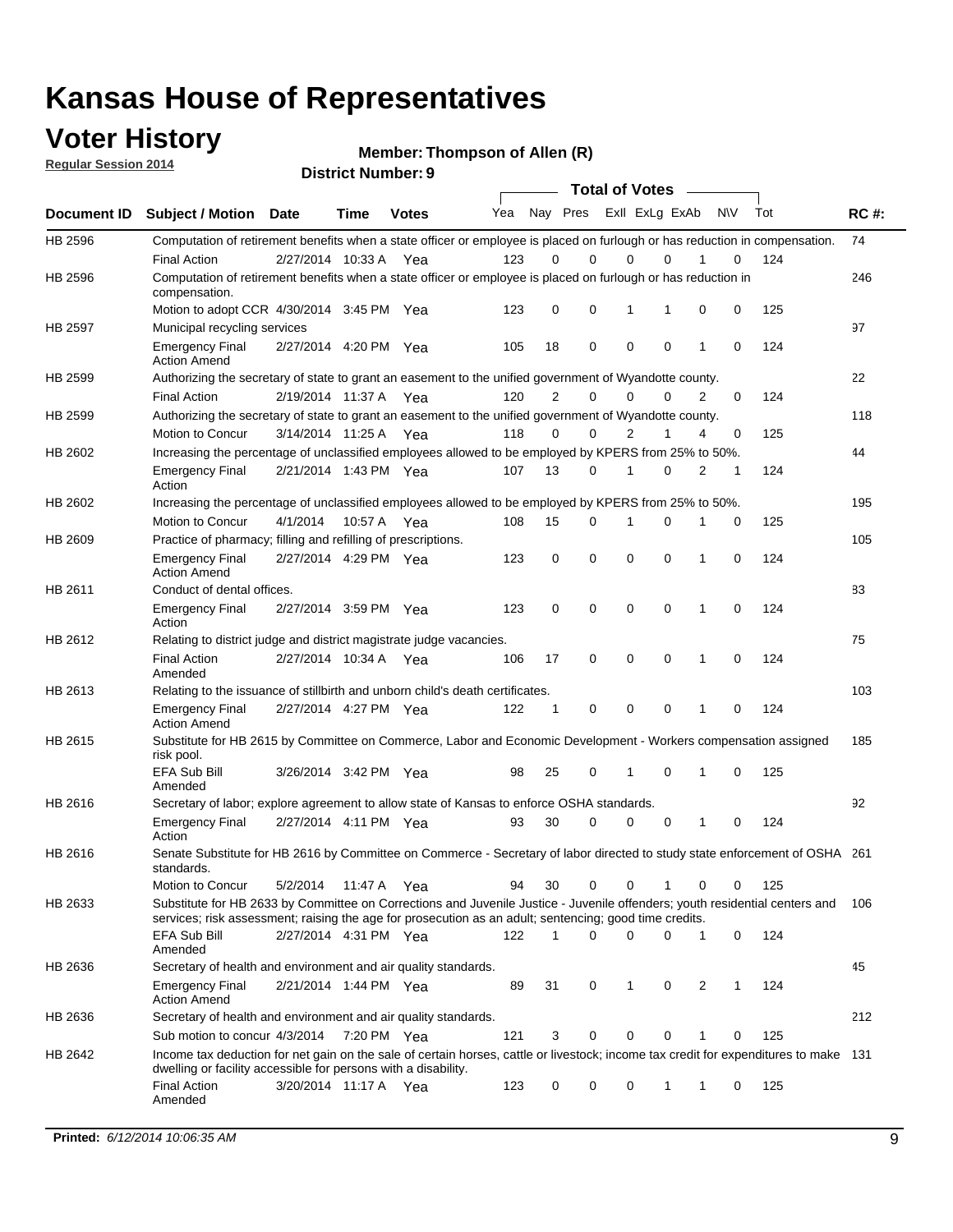# Kansas House of Representatives

## Voter History

**Regular Session 2014**

**Member: Thompson of Allen (R)**

**District Number: 9**

| Document ID | Subject / Motion | Date | Time | Votes | Yea | Nay | Pres | ExII | ExLg | ExAb | N\V | Tot | RC #: |
|---|---|---|---|---|---|---|---|---|---|---|---|---|---|
| HB 2596 | Computation of retirement benefits when a state officer or employee is placed on furlough or has reduction in compensation. | | | | | | | | | | | | 74 |
| | Final Action | 2/27/2014 | 10:33 A | Yea | 123 | 0 | 0 | 0 | 0 | 1 | 0 | 124 | |
| HB 2596 | Computation of retirement benefits when a state officer or employee is placed on furlough or has reduction in compensation. | | | | | | | | | | | | 246 |
| | Motion to adopt CCR | 4/30/2014 | 3:45 PM | Yea | 123 | 0 | 0 | 1 | 1 | 0 | 0 | 125 | |
| HB 2597 | Municipal recycling services | | | | | | | | | | | | 97 |
| | Emergency Final Action Amend | 2/27/2014 | 4:20 PM | Yea | 105 | 18 | 0 | 0 | 0 | 1 | 0 | 124 | |
| HB 2599 | Authorizing the secretary of state to grant an easement to the unified government of Wyandotte county. | | | | | | | | | | | | 22 |
| | Final Action | 2/19/2014 | 11:37 A | Yea | 120 | 2 | 0 | 0 | 0 | 2 | 0 | 124 | |
| HB 2599 | Authorizing the secretary of state to grant an easement to the unified government of Wyandotte county. | | | | | | | | | | | | 118 |
| | Motion to Concur | 3/14/2014 | 11:25 A | Yea | 118 | 0 | 0 | 2 | 1 | 4 | 0 | 125 | |
| HB 2602 | Increasing the percentage of unclassified employees allowed to be employed by KPERS from 25% to 50%. | | | | | | | | | | | | 44 |
| | Emergency Final Action | 2/21/2014 | 1:43 PM | Yea | 107 | 13 | 0 | 1 | 0 | 2 | 1 | 124 | |
| HB 2602 | Increasing the percentage of unclassified employees allowed to be employed by KPERS from 25% to 50%. | | | | | | | | | | | | 195 |
| | Motion to Concur | 4/1/2014 | 10:57 A | Yea | 108 | 15 | 0 | 1 | 0 | 1 | 0 | 125 | |
| HB 2609 | Practice of pharmacy; filling and refilling of prescriptions. | | | | | | | | | | | | 105 |
| | Emergency Final Action Amend | 2/27/2014 | 4:29 PM | Yea | 123 | 0 | 0 | 0 | 0 | 1 | 0 | 124 | |
| HB 2611 | Conduct of dental offices. | | | | | | | | | | | | 83 |
| | Emergency Final Action | 2/27/2014 | 3:59 PM | Yea | 123 | 0 | 0 | 0 | 0 | 1 | 0 | 124 | |
| HB 2612 | Relating to district judge and district magistrate judge vacancies. | | | | | | | | | | | | 75 |
| | Final Action Amended | 2/27/2014 | 10:34 A | Yea | 106 | 17 | 0 | 0 | 0 | 1 | 0 | 124 | |
| HB 2613 | Relating to the issuance of stillbirth and unborn child's death certificates. | | | | | | | | | | | | 103 |
| | Emergency Final Action Amend | 2/27/2014 | 4:27 PM | Yea | 122 | 1 | 0 | 0 | 0 | 1 | 0 | 124 | |
| HB 2615 | Substitute for HB 2615 by Committee on Commerce, Labor and Economic Development - Workers compensation assigned risk pool. | | | | | | | | | | | | 185 |
| | EFA Sub Bill Amended | 3/26/2014 | 3:42 PM | Yea | 98 | 25 | 0 | 1 | 0 | 1 | 0 | 125 | |
| HB 2616 | Secretary of labor; explore agreement to allow state of Kansas to enforce OSHA standards. | | | | | | | | | | | | 92 |
| | Emergency Final Action | 2/27/2014 | 4:11 PM | Yea | 93 | 30 | 0 | 0 | 0 | 1 | 0 | 124 | |
| HB 2616 | Senate Substitute for HB 2616 by Committee on Commerce - Secretary of labor directed to study state enforcement of OSHA standards. | | | | | | | | | | | | 261 |
| | Motion to Concur | 5/2/2014 | 11:47 A | Yea | 94 | 30 | 0 | 0 | 1 | 0 | 0 | 125 | |
| HB 2633 | Substitute for HB 2633 by Committee on Corrections and Juvenile Justice - Juvenile offenders; youth residential centers and services; risk assessment; raising the age for prosecution as an adult; sentencing; good time credits. | | | | | | | | | | | | 106 |
| | EFA Sub Bill Amended | 2/27/2014 | 4:31 PM | Yea | 122 | 1 | 0 | 0 | 0 | 1 | 0 | 124 | |
| HB 2636 | Secretary of health and environment and air quality standards. | | | | | | | | | | | | 45 |
| | Emergency Final Action Amend | 2/21/2014 | 1:44 PM | Yea | 89 | 31 | 0 | 1 | 0 | 2 | 1 | 124 | |
| HB 2636 | Secretary of health and environment and air quality standards. | | | | | | | | | | | | 212 |
| | Sub motion to concur | 4/3/2014 | 7:20 PM | Yea | 121 | 3 | 0 | 0 | 0 | 1 | 0 | 125 | |
| HB 2642 | Income tax deduction for net gain on the sale of certain horses, cattle or livestock; income tax credit for expenditures to make dwelling or facility accessible for persons with a disability. | | | | | | | | | | | | 131 |
| | Final Action Amended | 3/20/2014 | 11:17 A | Yea | 123 | 0 | 0 | 0 | 1 | 1 | 0 | 125 | |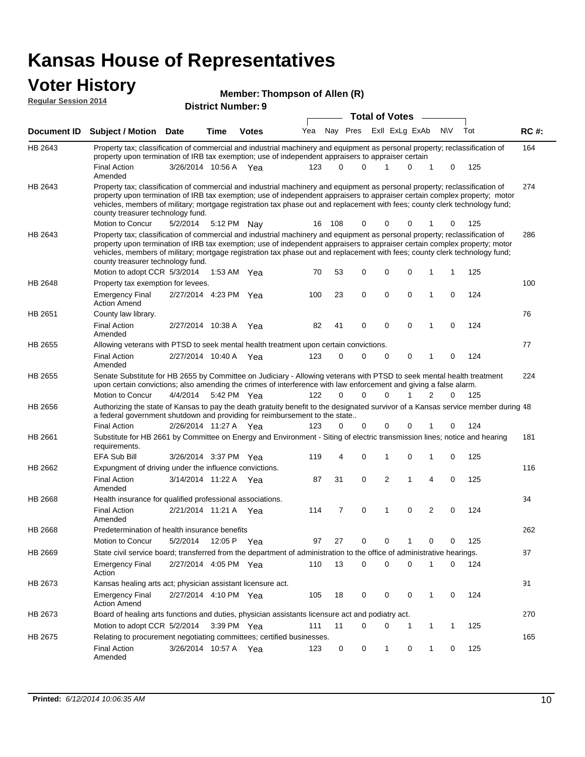# Kansas House of Representatives

## Voter History

**Regular Session 2014**

**Member: Thompson of Allen (R)**

**District Number: 9**

| Document ID | Subject / Motion | Date | Time | Votes | Yea | Nay | Pres | ExII | ExLg | ExAb | N\V | Tot | RC #: |
|---|---|---|---|---|---|---|---|---|---|---|---|---|---|
| HB 2643 | Property tax; classification of commercial and industrial machinery and equipment as personal property; reclassification of property upon termination of IRB tax exemption; use of independent appraisers to appraiser certain | | | | | | | | | | | | 164 |
| | Final Action Amended | 3/26/2014 | 10:56 A | Yea | 123 | 0 | 0 | 1 | 0 | 1 | 0 | 125 | |
| HB 2643 | Property tax; classification of commercial and industrial machinery and equipment as personal property; reclassification of property upon termination of IRB tax exemption; use of independent appraisers to appraiser certain complex property; motor vehicles, members of military; mortgage registration tax phase out and replacement with fees; county clerk technology fund; county treasurer technology fund. | | | | | | | | | | | | 274 |
| | Motion to Concur | 5/2/2014 | 5:12 PM | Nay | 16 | 108 | 0 | 0 | 0 | 1 | 0 | 125 | |
| HB 2643 | Property tax; classification of commercial and industrial machinery and equipment as personal property; reclassification of property upon termination of IRB tax exemption; use of independent appraisers to appraiser certain complex property; motor vehicles, members of military; mortgage registration tax phase out and replacement with fees; county clerk technology fund; county treasurer technology fund. | | | | | | | | | | | | 286 |
| | Motion to adopt CCR | 5/3/2014 | 1:53 AM | Yea | 70 | 53 | 0 | 0 | 0 | 1 | 1 | 125 | |
| HB 2648 | Property tax exemption for levees. | | | | | | | | | | | | 100 |
| | Emergency Final Action Amend | 2/27/2014 | 4:23 PM | Yea | 100 | 23 | 0 | 0 | 0 | 1 | 0 | 124 | |
| HB 2651 | County law library. | | | | | | | | | | | | 76 |
| | Final Action Amended | 2/27/2014 | 10:38 A | Yea | 82 | 41 | 0 | 0 | 0 | 1 | 0 | 124 | |
| HB 2655 | Allowing veterans with PTSD to seek mental health treatment upon certain convictions. | | | | | | | | | | | | 77 |
| | Final Action Amended | 2/27/2014 | 10:40 A | Yea | 123 | 0 | 0 | 0 | 0 | 1 | 0 | 124 | |
| HB 2655 | Senate Substitute for HB 2655 by Committee on Judiciary - Allowing veterans with PTSD to seek mental health treatment upon certain convictions; also amending the crimes of interference with law enforcement and giving a false alarm. | | | | | | | | | | | | 224 |
| | Motion to Concur | 4/4/2014 | 5:42 PM | Yea | 122 | 0 | 0 | 0 | 1 | 2 | 0 | 125 | |
| HB 2656 | Authorizing the state of Kansas to pay the death gratuity benefit to the designated survivor of a Kansas service member during a federal government shutdown and providing for reimbursement to the state.. | | | | | | | | | | | | 48 |
| | Final Action | 2/26/2014 | 11:27 A | Yea | 123 | 0 | 0 | 0 | 0 | 1 | 0 | 124 | |
| HB 2661 | Substitute for HB 2661 by Committee on Energy and Environment - Siting of electric transmission lines; notice and hearing requirements. | | | | | | | | | | | | 181 |
| | EFA Sub Bill | 3/26/2014 | 3:37 PM | Yea | 119 | 4 | 0 | 1 | 0 | 1 | 0 | 125 | |
| HB 2662 | Expungment of driving under the influence convictions. | | | | | | | | | | | | 116 |
| | Final Action Amended | 3/14/2014 | 11:22 A | Yea | 87 | 31 | 0 | 2 | 1 | 4 | 0 | 125 | |
| HB 2668 | Health insurance for qualified professional associations. | | | | | | | | | | | | 34 |
| | Final Action Amended | 2/21/2014 | 11:21 A | Yea | 114 | 7 | 0 | 1 | 0 | 2 | 0 | 124 | |
| HB 2668 | Predetermination of health insurance benefits | | | | | | | | | | | | 262 |
| | Motion to Concur | 5/2/2014 | 12:05 P | Yea | 97 | 27 | 0 | 0 | 1 | 0 | 0 | 125 | |
| HB 2669 | State civil service board; transferred from the department of administration to the office of administrative hearings. | | | | | | | | | | | | 87 |
| | Emergency Final Action | 2/27/2014 | 4:05 PM | Yea | 110 | 13 | 0 | 0 | 0 | 1 | 0 | 124 | |
| HB 2673 | Kansas healing arts act; physician assistant licensure act. | | | | | | | | | | | | 91 |
| | Emergency Final Action Amend | 2/27/2014 | 4:10 PM | Yea | 105 | 18 | 0 | 0 | 0 | 1 | 0 | 124 | |
| HB 2673 | Board of healing arts functions and duties, physician assistants licensure act and podiatry act. | | | | | | | | | | | | 270 |
| | Motion to adopt CCR | 5/2/2014 | 3:39 PM | Yea | 111 | 11 | 0 | 0 | 1 | 1 | 1 | 125 | |
| HB 2675 | Relating to procurement negotiating committees; certified businesses. | | | | | | | | | | | | 165 |
| | Final Action Amended | 3/26/2014 | 10:57 A | Yea | 123 | 0 | 0 | 1 | 0 | 1 | 0 | 125 | |

**Printed:** *6/12/2014 10:06:35 AM*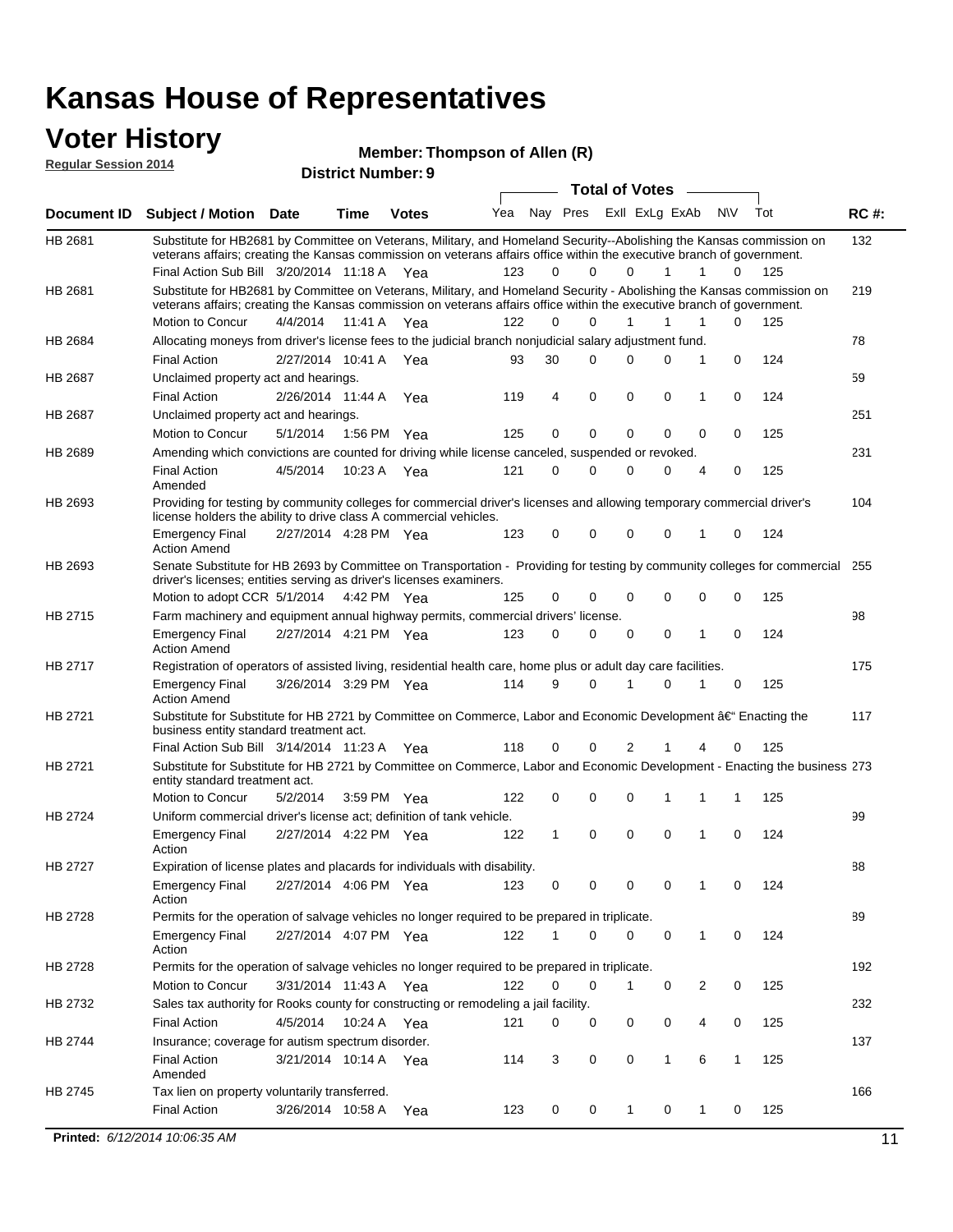# Kansas House of Representatives

## Voter History

**Regular Session 2014**

**Member: Thompson of Allen (R)**

**District Number: 9**

| Document ID | Subject / Motion | Date | Time | Votes | Yea | Nay | Pres | ExII | ExLg | ExAb | N\V | Tot | RC #: |
|---|---|---|---|---|---|---|---|---|---|---|---|---|---|
| HB 2681 | Substitute for HB2681 by Committee on Veterans, Military, and Homeland Security--Abolishing the Kansas commission on veterans affairs; creating the Kansas commission on veterans affairs office within the executive branch of government. | | | | | | | | | | | | 132 |
| | Final Action Sub Bill | 3/20/2014 | 11:18 A | Yea | 123 | 0 | 0 | 0 | 1 | 1 | 0 | 125 | |
| HB 2681 | Substitute for HB2681 by Committee on Veterans, Military, and Homeland Security - Abolishing the Kansas commission on veterans affairs; creating the Kansas commission on veterans affairs office within the executive branch of government. | | | | | | | | | | | | 219 |
| | Motion to Concur | 4/4/2014 | 11:41 A | Yea | 122 | 0 | 0 | 1 | 1 | 1 | 0 | 125 | |
| HB 2684 | Allocating moneys from driver's license fees to the judicial branch nonjudicial salary adjustment fund. | | | | | | | | | | | | 78 |
| | Final Action | 2/27/2014 | 10:41 A | Yea | 93 | 30 | 0 | 0 | 0 | 1 | 0 | 124 | |
| HB 2687 | Unclaimed property act and hearings. | | | | | | | | | | | | 59 |
| | Final Action | 2/26/2014 | 11:44 A | Yea | 119 | 4 | 0 | 0 | 0 | 1 | 0 | 124 | |
| HB 2687 | Unclaimed property act and hearings. | | | | | | | | | | | | 251 |
| | Motion to Concur | 5/1/2014 | 1:56 PM | Yea | 125 | 0 | 0 | 0 | 0 | 0 | 0 | 125 | |
| HB 2689 | Amending which convictions are counted for driving while license canceled, suspended or revoked. | | | | | | | | | | | | 231 |
| | Final Action Amended | 4/5/2014 | 10:23 A | Yea | 121 | 0 | 0 | 0 | 0 | 4 | 0 | 125 | |
| HB 2693 | Providing for testing by community colleges for commercial driver's licenses and allowing temporary commercial driver's license holders the ability to drive class A commercial vehicles. | | | | | | | | | | | | 104 |
| | Emergency Final Action Amend | 2/27/2014 | 4:28 PM | Yea | 123 | 0 | 0 | 0 | 0 | 1 | 0 | 124 | |
| HB 2693 | Senate Substitute for HB 2693 by Committee on Transportation - Providing for testing by community colleges for commercial driver's licenses; entities serving as driver's licenses examiners. | | | | | | | | | | | | 255 |
| | Motion to adopt CCR | 5/1/2014 | 4:42 PM | Yea | 125 | 0 | 0 | 0 | 0 | 0 | 0 | 125 | |
| HB 2715 | Farm machinery and equipment annual highway permits, commercial drivers' license. | | | | | | | | | | | | 98 |
| | Emergency Final Action Amend | 2/27/2014 | 4:21 PM | Yea | 123 | 0 | 0 | 0 | 0 | 1 | 0 | 124 | |
| HB 2717 | Registration of operators of assisted living, residential health care, home plus or adult day care facilities. | | | | | | | | | | | | 175 |
| | Emergency Final Action Amend | 3/26/2014 | 3:29 PM | Yea | 114 | 9 | 0 | 1 | 0 | 1 | 0 | 125 | |
| HB 2721 | Substitute for Substitute for HB 2721 by Committee on Commerce, Labor and Economic Development â€" Enacting the business entity standard treatment act. | | | | | | | | | | | | 117 |
| | Final Action Sub Bill | 3/14/2014 | 11:23 A | Yea | 118 | 0 | 0 | 2 | 1 | 4 | 0 | 125 | |
| HB 2721 | Substitute for Substitute for HB 2721 by Committee on Commerce, Labor and Economic Development - Enacting the business entity standard treatment act. | | | | | | | | | | | | 273 |
| | Motion to Concur | 5/2/2014 | 3:59 PM | Yea | 122 | 0 | 0 | 0 | 1 | 1 | 1 | 125 | |
| HB 2724 | Uniform commercial driver's license act; definition of tank vehicle. | | | | | | | | | | | | 99 |
| | Emergency Final Action | 2/27/2014 | 4:22 PM | Yea | 122 | 1 | 0 | 0 | 0 | 1 | 0 | 124 | |
| HB 2727 | Expiration of license plates and placards for individuals with disability. | | | | | | | | | | | | 88 |
| | Emergency Final Action | 2/27/2014 | 4:06 PM | Yea | 123 | 0 | 0 | 0 | 0 | 1 | 0 | 124 | |
| HB 2728 | Permits for the operation of salvage vehicles no longer required to be prepared in triplicate. | | | | | | | | | | | | 89 |
| | Emergency Final Action | 2/27/2014 | 4:07 PM | Yea | 122 | 1 | 0 | 0 | 0 | 1 | 0 | 124 | |
| HB 2728 | Permits for the operation of salvage vehicles no longer required to be prepared in triplicate. | | | | | | | | | | | | 192 |
| | Motion to Concur | 3/31/2014 | 11:43 A | Yea | 122 | 0 | 0 | 1 | 0 | 2 | 0 | 125 | |
| HB 2732 | Sales tax authority for Rooks county for constructing or remodeling a jail facility. | | | | | | | | | | | | 232 |
| | Final Action | 4/5/2014 | 10:24 A | Yea | 121 | 0 | 0 | 0 | 0 | 4 | 0 | 125 | |
| HB 2744 | Insurance; coverage for autism spectrum disorder. | | | | | | | | | | | | 137 |
| | Final Action Amended | 3/21/2014 | 10:14 A | Yea | 114 | 3 | 0 | 0 | 1 | 6 | 1 | 125 | |
| HB 2745 | Tax lien on property voluntarily transferred. | | | | | | | | | | | | 166 |
| | Final Action | 3/26/2014 | 10:58 A | Yea | 123 | 0 | 0 | 1 | 0 | 1 | 0 | 125 | |

**Printed:** *6/12/2014 10:06:35 AM*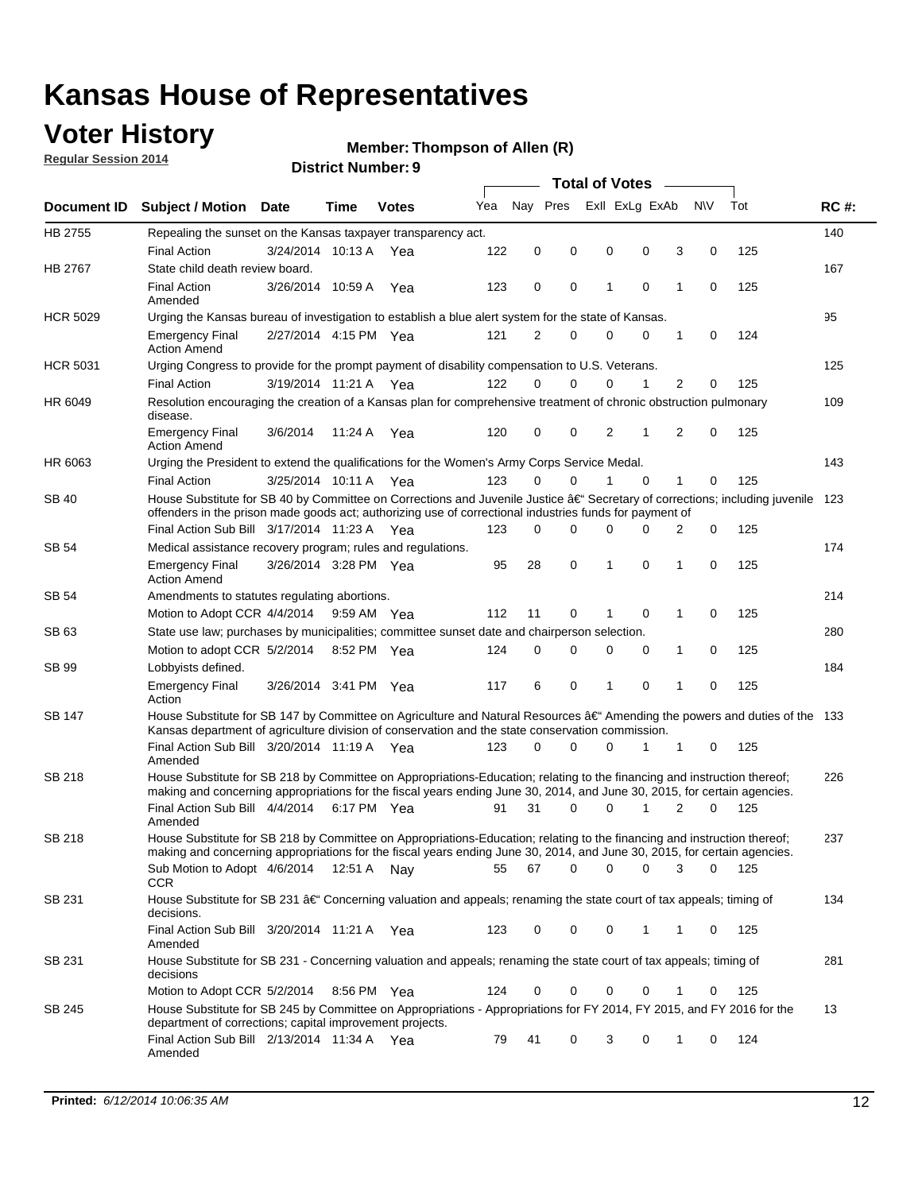# Kansas House of Representatives

## Voter History

**Regular Session 2014**

**Member: Thompson of Allen (R)**

**District Number: 9**

| Document ID | Subject / Motion | Date | Time | Votes | Yea | Nay | Pres | ExII | ExLg | ExAb | N\V | Tot | RC #: |
|---|---|---|---|---|---|---|---|---|---|---|---|---|---|
| HB 2755 | Repealing the sunset on the Kansas taxpayer transparency act. | | | | | | | | | | | | 140 |
| | Final Action | 3/24/2014 | 10:13 A | Yea | 122 | 0 | 0 | 0 | 0 | 3 | 0 | 125 | |
| HB 2767 | State child death review board. | | | | | | | | | | | | 167 |
| | Final Action Amended | 3/26/2014 | 10:59 A | Yea | 123 | 0 | 0 | 1 | 0 | 1 | 0 | 125 | |
| HCR 5029 | Urging the Kansas bureau of investigation to establish a blue alert system for the state of Kansas. | | | | | | | | | | | | 95 |
| | Emergency Final Action Amend | 2/27/2014 | 4:15 PM | Yea | 121 | 2 | 0 | 0 | 0 | 1 | 0 | 124 | |
| HCR 5031 | Urging Congress to provide for the prompt payment of disability compensation to U.S. Veterans. | | | | | | | | | | | | 125 |
| | Final Action | 3/19/2014 | 11:21 A | Yea | 122 | 0 | 0 | 0 | 1 | 2 | 0 | 125 | |
| HR 6049 | Resolution encouraging the creation of a Kansas plan for comprehensive treatment of chronic obstruction pulmonary disease. | | | | | | | | | | | | 109 |
| | Emergency Final Action Amend | 3/6/2014 | 11:24 A | Yea | 120 | 0 | 0 | 2 | 1 | 2 | 0 | 125 | |
| HR 6063 | Urging the President to extend the qualifications for the Women's Army Corps Service Medal. | | | | | | | | | | | | 143 |
| | Final Action | 3/25/2014 | 10:11 A | Yea | 123 | 0 | 0 | 1 | 0 | 1 | 0 | 125 | |
| SB 40 | House Substitute for SB 40 by Committee on Corrections and Juvenile Justice â€" Secretary of corrections; including juvenile offenders in the prison made goods act; authorizing use of correctional industries funds for payment of | | | | | | | | | | | | 123 |
| | Final Action Sub Bill | 3/17/2014 | 11:23 A | Yea | 123 | 0 | 0 | 0 | 0 | 2 | 0 | 125 | |
| SB 54 | Medical assistance recovery program; rules and regulations. | | | | | | | | | | | | 174 |
| | Emergency Final Action Amend | 3/26/2014 | 3:28 PM | Yea | 95 | 28 | 0 | 1 | 0 | 1 | 0 | 125 | |
| SB 54 | Amendments to statutes regulating abortions. | | | | | | | | | | | | 214 |
| | Motion to Adopt CCR | 4/4/2014 | 9:59 AM | Yea | 112 | 11 | 0 | 1 | 0 | 1 | 0 | 125 | |
| SB 63 | State use law; purchases by municipalities; committee sunset date and chairperson selection. | | | | | | | | | | | | 280 |
| | Motion to adopt CCR | 5/2/2014 | 8:52 PM | Yea | 124 | 0 | 0 | 0 | 0 | 1 | 0 | 125 | |
| SB 99 | Lobbyists defined. | | | | | | | | | | | | 184 |
| | Emergency Final Action | 3/26/2014 | 3:41 PM | Yea | 117 | 6 | 0 | 1 | 0 | 1 | 0 | 125 | |
| SB 147 | House Substitute for SB 147 by Committee on Agriculture and Natural Resources â€" Amending the powers and duties of the Kansas department of agriculture division of conservation and the state conservation commission. | | | | | | | | | | | | 133 |
| | Final Action Sub Bill Amended | 3/20/2014 | 11:19 A | Yea | 123 | 0 | 0 | 0 | 1 | 1 | 0 | 125 | |
| SB 218 | House Substitute for SB 218 by Committee on Appropriations-Education; relating to the financing and instruction thereof; making and concerning appropriations for the fiscal years ending June 30, 2014, and June 30, 2015, for certain agencies. | | | | | | | | | | | | 226 |
| | Final Action Sub Bill Amended | 4/4/2014 | 6:17 PM | Yea | 91 | 31 | 0 | 0 | 1 | 2 | 0 | 125 | |
| SB 218 | House Substitute for SB 218 by Committee on Appropriations-Education; relating to the financing and instruction thereof; making and concerning appropriations for the fiscal years ending June 30, 2014, and June 30, 2015, for certain agencies. | | | | | | | | | | | | 237 |
| | Sub Motion to Adopt CCR | 4/6/2014 | 12:51 A | Nay | 55 | 67 | 0 | 0 | 0 | 3 | 0 | 125 | |
| SB 231 | House Substitute for SB 231 â€" Concerning valuation and appeals; renaming the state court of tax appeals; timing of decisions. | | | | | | | | | | | | 134 |
| | Final Action Sub Bill Amended | 3/20/2014 | 11:21 A | Yea | 123 | 0 | 0 | 0 | 1 | 1 | 0 | 125 | |
| SB 231 | House Substitute for SB 231 - Concerning valuation and appeals; renaming the state court of tax appeals; timing of decisions | | | | | | | | | | | | 281 |
| | Motion to Adopt CCR | 5/2/2014 | 8:56 PM | Yea | 124 | 0 | 0 | 0 | 0 | 1 | 0 | 125 | |
| SB 245 | House Substitute for SB 245 by Committee on Appropriations - Appropriations for FY 2014, FY 2015, and FY 2016 for the department of corrections; capital improvement projects. | | | | | | | | | | | | 13 |
| | Final Action Sub Bill Amended | 2/13/2014 | 11:34 A | Yea | 79 | 41 | 0 | 3 | 0 | 1 | 0 | 124 | |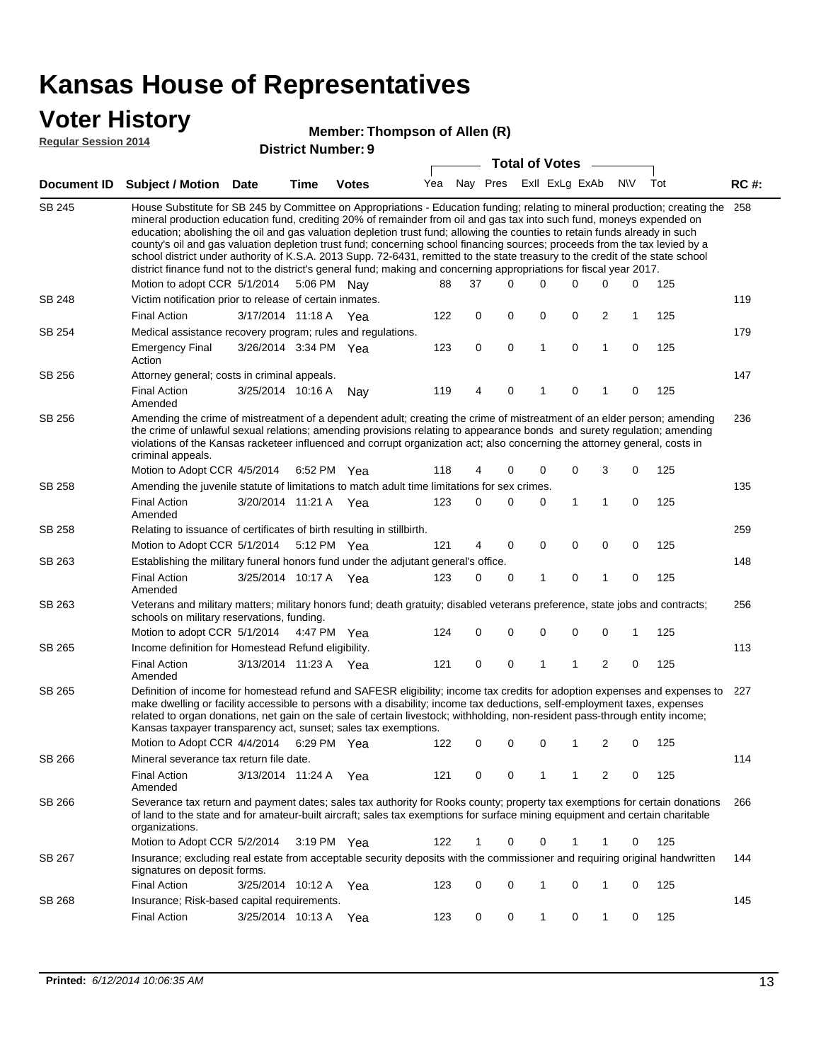# Kansas House of Representatives

## Voter History

**Regular Session 2014**

**Member: Thompson of Allen (R)**

**District Number: 9**

| Document ID | Subject / Motion | Date | Time | Votes | Yea | Nay | Pres | ExII | ExLg | ExAb | N\V | Tot | RC #: |
|---|---|---|---|---|---|---|---|---|---|---|---|---|---|
| SB 245 | House Substitute for SB 245 by Committee on Appropriations - Education funding; relating to mineral production; creating the mineral production education fund, crediting 20% of remainder from oil and gas tax into such fund, moneys expended on education; abolishing the oil and gas valuation depletion trust fund; allowing the counties to retain funds already in such county's oil and gas valuation depletion trust fund; concerning school financing sources; proceeds from the tax levied by a school district under authority of K.S.A. 2013 Supp. 72-6431, remitted to the state treasury to the credit of the state school district finance fund not to the district's general fund; making and concerning appropriations for fiscal year 2017. | | | | | | | | | | | | 258 |
| | Motion to adopt CCR | 5/1/2014 | 5:06 PM | Nay | 88 | 37 | 0 | 0 | 0 | 0 | 0 | 125 | |
| SB 248 | Victim notification prior to release of certain inmates. | | | | | | | | | | | | 119 |
| | Final Action | 3/17/2014 | 11:18 A | Yea | 122 | 0 | 0 | 0 | 0 | 2 | 1 | 125 | |
| SB 254 | Medical assistance recovery program; rules and regulations. | | | | | | | | | | | | 179 |
| | Emergency Final Action | 3/26/2014 | 3:34 PM | Yea | 123 | 0 | 0 | 1 | 0 | 1 | 0 | 125 | |
| SB 256 | Attorney general; costs in criminal appeals. | | | | | | | | | | | | 147 |
| | Final Action Amended | 3/25/2014 | 10:16 A | Nay | 119 | 4 | 0 | 1 | 0 | 1 | 0 | 125 | |
| SB 256 | Amending the crime of mistreatment of a dependent adult; creating the crime of mistreatment of an elder person; amending the crime of unlawful sexual relations; amending provisions relating to appearance bonds and surety regulation; amending violations of the Kansas racketeer influenced and corrupt organization act; also concerning the attorney general, costs in criminal appeals. | | | | | | | | | | | | 236 |
| | Motion to Adopt CCR | 4/5/2014 | 6:52 PM | Yea | 118 | 4 | 0 | 0 | 0 | 3 | 0 | 125 | |
| SB 258 | Amending the juvenile statute of limitations to match adult time limitations for sex crimes. | | | | | | | | | | | | 135 |
| | Final Action Amended | 3/20/2014 | 11:21 A | Yea | 123 | 0 | 0 | 0 | 1 | 1 | 0 | 125 | |
| SB 258 | Relating to issuance of certificates of birth resulting in stillbirth. | | | | | | | | | | | | 259 |
| | Motion to Adopt CCR | 5/1/2014 | 5:12 PM | Yea | 121 | 4 | 0 | 0 | 0 | 0 | 0 | 125 | |
| SB 263 | Establishing the military funeral honors fund under the adjutant general's office. | | | | | | | | | | | | 148 |
| | Final Action Amended | 3/25/2014 | 10:17 A | Yea | 123 | 0 | 0 | 1 | 0 | 1 | 0 | 125 | |
| SB 263 | Veterans and military matters; military honors fund; death gratuity; disabled veterans preference, state jobs and contracts; schools on military reservations, funding. | | | | | | | | | | | | 256 |
| | Motion to adopt CCR | 5/1/2014 | 4:47 PM | Yea | 124 | 0 | 0 | 0 | 0 | 0 | 1 | 125 | |
| SB 265 | Income definition for Homestead Refund eligibility. | | | | | | | | | | | | 113 |
| | Final Action Amended | 3/13/2014 | 11:23 A | Yea | 121 | 0 | 0 | 1 | 1 | 2 | 0 | 125 | |
| SB 265 | Definition of income for homestead refund and SAFESR eligibility; income tax credits for adoption expenses and expenses to make dwelling or facility accessible to persons with a disability; income tax deductions, self-employment taxes, expenses related to organ donations, net gain on the sale of certain livestock; withholding, non-resident pass-through entity income; Kansas taxpayer transparency act, sunset; sales tax exemptions. | | | | | | | | | | | | 227 |
| | Motion to Adopt CCR | 4/4/2014 | 6:29 PM | Yea | 122 | 0 | 0 | 0 | 1 | 2 | 0 | 125 | |
| SB 266 | Mineral severance tax return file date. | | | | | | | | | | | | 114 |
| | Final Action Amended | 3/13/2014 | 11:24 A | Yea | 121 | 0 | 0 | 1 | 1 | 2 | 0 | 125 | |
| SB 266 | Severance tax return and payment dates; sales tax authority for Rooks county; property tax exemptions for certain donations of land to the state and for amateur-built aircraft; sales tax exemptions for surface mining equipment and certain charitable organizations. | | | | | | | | | | | | 266 |
| | Motion to Adopt CCR | 5/2/2014 | 3:19 PM | Yea | 122 | 1 | 0 | 0 | 1 | 1 | 0 | 125 | |
| SB 267 | Insurance; excluding real estate from acceptable security deposits with the commissioner and requiring original handwritten signatures on deposit forms. | | | | | | | | | | | | 144 |
| | Final Action | 3/25/2014 | 10:12 A | Yea | 123 | 0 | 0 | 1 | 0 | 1 | 0 | 125 | |
| SB 268 | Insurance; Risk-based capital requirements. | | | | | | | | | | | | 145 |
| | Final Action | 3/25/2014 | 10:13 A | Yea | 123 | 0 | 0 | 1 | 0 | 1 | 0 | 125 | |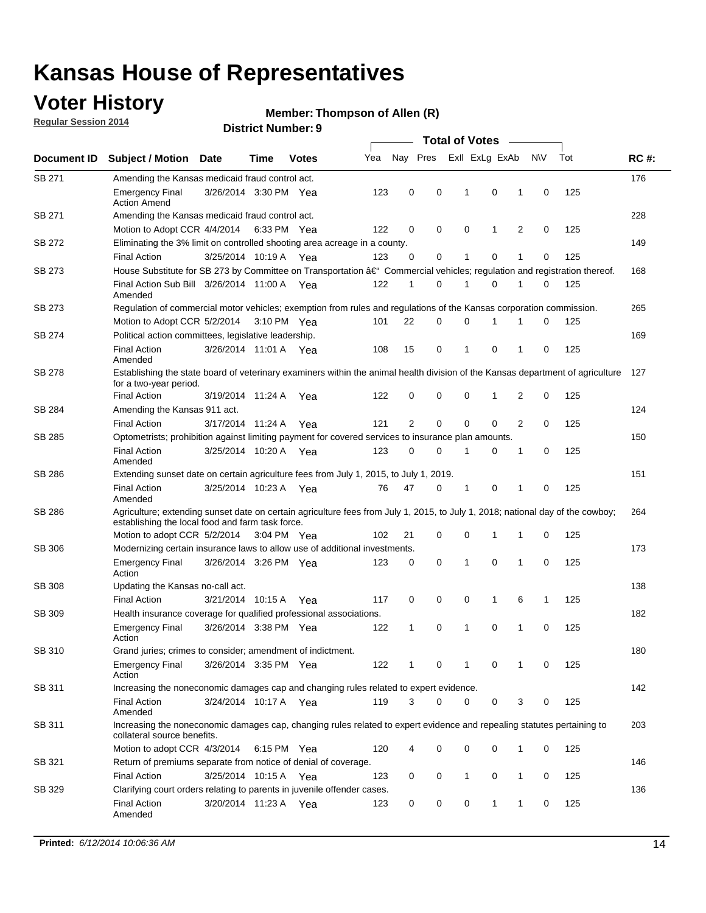# Kansas House of Representatives

## Voter History

**Regular Session 2014**

**Member: Thompson of Allen (R)**

**District Number: 9**

| Document ID | Subject / Motion | Date | Time | Votes | Yea | Nay | Pres | ExlI | ExLg | ExAb | N\V | Tot | RC #: |
|---|---|---|---|---|---|---|---|---|---|---|---|---|---|
| SB 271 | Amending the Kansas medicaid fraud control act. | | | | | | | | | | | | 176 |
| | Emergency Final Action Amend | 3/26/2014 | 3:30 PM | Yea | 123 | 0 | 0 | 1 | 0 | 1 | 0 | 125 | |
| SB 271 | Amending the Kansas medicaid fraud control act. | | | | | | | | | | | | 228 |
| | Motion to Adopt CCR | 4/4/2014 | 6:33 PM | Yea | 122 | 0 | 0 | 0 | 1 | 2 | 0 | 125 | |
| SB 272 | Eliminating the 3% limit on controlled shooting area acreage in a county. | | | | | | | | | | | | 149 |
| | Final Action | 3/25/2014 | 10:19 A | Yea | 123 | 0 | 0 | 1 | 0 | 1 | 0 | 125 | |
| SB 273 | House Substitute for SB 273 by Committee on Transportation â€" Commercial vehicles; regulation and registration thereof. | | | | | | | | | | | | 168 |
| | Final Action Sub Bill Amended | 3/26/2014 | 11:00 A | Yea | 122 | 1 | 0 | 1 | 0 | 1 | 0 | 125 | |
| SB 273 | Regulation of commercial motor vehicles; exemption from rules and regulations of the Kansas corporation commission. | | | | | | | | | | | | 265 |
| | Motion to Adopt CCR | 5/2/2014 | 3:10 PM | Yea | 101 | 22 | 0 | 0 | 1 | 1 | 0 | 125 | |
| SB 274 | Political action committees, legislative leadership. | | | | | | | | | | | | 169 |
| | Final Action Amended | 3/26/2014 | 11:01 A | Yea | 108 | 15 | 0 | 1 | 0 | 1 | 0 | 125 | |
| SB 278 | Establishing the state board of veterinary examiners within the animal health division of the Kansas department of agriculture for a two-year period. | | | | | | | | | | | | 127 |
| | Final Action | 3/19/2014 | 11:24 A | Yea | 122 | 0 | 0 | 0 | 1 | 2 | 0 | 125 | |
| SB 284 | Amending the Kansas 911 act. | | | | | | | | | | | | 124 |
| | Final Action | 3/17/2014 | 11:24 A | Yea | 121 | 2 | 0 | 0 | 0 | 2 | 0 | 125 | |
| SB 285 | Optometrists; prohibition against limiting payment for covered services to insurance plan amounts. | | | | | | | | | | | | 150 |
| | Final Action Amended | 3/25/2014 | 10:20 A | Yea | 123 | 0 | 0 | 1 | 0 | 1 | 0 | 125 | |
| SB 286 | Extending sunset date on certain agriculture fees from July 1, 2015, to July 1, 2019. | | | | | | | | | | | | 151 |
| | Final Action Amended | 3/25/2014 | 10:23 A | Yea | 76 | 47 | 0 | 1 | 0 | 1 | 0 | 125 | |
| SB 286 | Agriculture; extending sunset date on certain agriculture fees from July 1, 2015, to July 1, 2018; national day of the cowboy; establishing the local food and farm task force. | | | | | | | | | | | | 264 |
| | Motion to adopt CCR | 5/2/2014 | 3:04 PM | Yea | 102 | 21 | 0 | 0 | 1 | 1 | 0 | 125 | |
| SB 306 | Modernizing certain insurance laws to allow use of additional investments. | | | | | | | | | | | | 173 |
| | Emergency Final Action | 3/26/2014 | 3:26 PM | Yea | 123 | 0 | 0 | 1 | 0 | 1 | 0 | 125 | |
| SB 308 | Updating the Kansas no-call act. | | | | | | | | | | | | 138 |
| | Final Action | 3/21/2014 | 10:15 A | Yea | 117 | 0 | 0 | 0 | 1 | 6 | 1 | 125 | |
| SB 309 | Health insurance coverage for qualified professional associations. | | | | | | | | | | | | 182 |
| | Emergency Final Action | 3/26/2014 | 3:38 PM | Yea | 122 | 1 | 0 | 1 | 0 | 1 | 0 | 125 | |
| SB 310 | Grand juries; crimes to consider; amendment of indictment. | | | | | | | | | | | | 180 |
| | Emergency Final Action | 3/26/2014 | 3:35 PM | Yea | 122 | 1 | 0 | 1 | 0 | 1 | 0 | 125 | |
| SB 311 | Increasing the noneconomic damages cap and changing rules related to expert evidence. | | | | | | | | | | | | 142 |
| | Final Action Amended | 3/24/2014 | 10:17 A | Yea | 119 | 3 | 0 | 0 | 0 | 3 | 0 | 125 | |
| SB 311 | Increasing the noneconomic damages cap, changing rules related to expert evidence and repealing statutes pertaining to collateral source benefits. | | | | | | | | | | | | 203 |
| | Motion to adopt CCR | 4/3/2014 | 6:15 PM | Yea | 120 | 4 | 0 | 0 | 0 | 1 | 0 | 125 | |
| SB 321 | Return of premiums separate from notice of denial of coverage. | | | | | | | | | | | | 146 |
| | Final Action | 3/25/2014 | 10:15 A | Yea | 123 | 0 | 0 | 1 | 0 | 1 | 0 | 125 | |
| SB 329 | Clarifying court orders relating to parents in juvenile offender cases. | | | | | | | | | | | | 136 |
| | Final Action Amended | 3/20/2014 | 11:23 A | Yea | 123 | 0 | 0 | 0 | 1 | 1 | 0 | 125 | |

**Printed:** *6/12/2014 10:06:36 AM*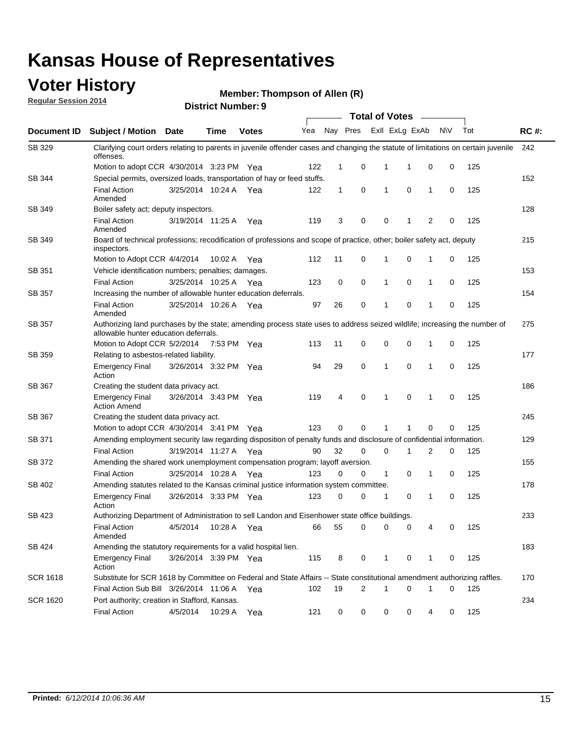# Kansas House of Representatives

## Voter History

**Regular Session 2014**

**Member: Thompson of Allen (R)**

**District Number: 9**

| Document ID | Subject / Motion | Date | Time | Votes | Yea | Nay | Pres | ExII | ExLg | ExAb | N\V | Tot | RC #: |
|---|---|---|---|---|---|---|---|---|---|---|---|---|---|
| SB 329 | Clarifying court orders relating to parents in juvenile offender cases and changing the statute of limitations on certain juvenile offenses. | | | | | | | | | | | | 242 |
| | Motion to adopt CCR | 4/30/2014 | 3:23 PM | Yea | 122 | 1 | 0 | 1 | 1 | 0 | 0 | 125 | |
| SB 344 | Special permits, oversized loads, transportation of hay or feed stuffs. | | | | | | | | | | | | 152 |
| | Final Action Amended | 3/25/2014 | 10:24 A | Yea | 122 | 1 | 0 | 1 | 0 | 1 | 0 | 125 | |
| SB 349 | Boiler safety act; deputy inspectors. | | | | | | | | | | | | 128 |
| | Final Action Amended | 3/19/2014 | 11:25 A | Yea | 119 | 3 | 0 | 0 | 1 | 2 | 0 | 125 | |
| SB 349 | Board of technical professions; recodification of professions and scope of practice, other; boiler safety act, deputy inspectors. | | | | | | | | | | | | 215 |
| | Motion to Adopt CCR | 4/4/2014 | 10:02 A | Yea | 112 | 11 | 0 | 1 | 0 | 1 | 0 | 125 | |
| SB 351 | Vehicle identification numbers; penalties; damages. | | | | | | | | | | | | 153 |
| | Final Action | 3/25/2014 | 10:25 A | Yea | 123 | 0 | 0 | 1 | 0 | 1 | 0 | 125 | |
| SB 357 | Increasing the number of allowable hunter education deferrals. | | | | | | | | | | | | 154 |
| | Final Action Amended | 3/25/2014 | 10:26 A | Yea | 97 | 26 | 0 | 1 | 0 | 1 | 0 | 125 | |
| SB 357 | Authorizing land purchases by the state; amending process state uses to address seized wildlife; increasing the number of allowable hunter education deferrals. | | | | | | | | | | | | 275 |
| | Motion to Adopt CCR | 5/2/2014 | 7:53 PM | Yea | 113 | 11 | 0 | 0 | 0 | 1 | 0 | 125 | |
| SB 359 | Relating to asbestos-related liability. | | | | | | | | | | | | 177 |
| | Emergency Final Action | 3/26/2014 | 3:32 PM | Yea | 94 | 29 | 0 | 1 | 0 | 1 | 0 | 125 | |
| SB 367 | Creating the student data privacy act. | | | | | | | | | | | | 186 |
| | Emergency Final Action Amend | 3/26/2014 | 3:43 PM | Yea | 119 | 4 | 0 | 1 | 0 | 1 | 0 | 125 | |
| SB 367 | Creating the student data privacy act. | | | | | | | | | | | | 245 |
| | Motion to adopt CCR | 4/30/2014 | 3:41 PM | Yea | 123 | 0 | 0 | 1 | 1 | 0 | 0 | 125 | |
| SB 371 | Amending employment security law regarding disposition of penalty funds and disclosure of confidential information. | | | | | | | | | | | | 129 |
| | Final Action | 3/19/2014 | 11:27 A | Yea | 90 | 32 | 0 | 0 | 1 | 2 | 0 | 125 | |
| SB 372 | Amending the shared work unemployment compensation program; layoff aversion. | | | | | | | | | | | | 155 |
| | Final Action | 3/25/2014 | 10:28 A | Yea | 123 | 0 | 0 | 1 | 0 | 1 | 0 | 125 | |
| SB 402 | Amending statutes related to the Kansas criminal justice information system committee. | | | | | | | | | | | | 178 |
| | Emergency Final Action | 3/26/2014 | 3:33 PM | Yea | 123 | 0 | 0 | 1 | 0 | 1 | 0 | 125 | |
| SB 423 | Authorizing Department of Administration to sell Landon and Eisenhower state office buildings. | | | | | | | | | | | | 233 |
| | Final Action Amended | 4/5/2014 | 10:28 A | Yea | 66 | 55 | 0 | 0 | 0 | 4 | 0 | 125 | |
| SB 424 | Amending the statutory requirements for a valid hospital lien. | | | | | | | | | | | | 183 |
| | Emergency Final Action | 3/26/2014 | 3:39 PM | Yea | 115 | 8 | 0 | 1 | 0 | 1 | 0 | 125 | |
| SCR 1618 | Substitute for SCR 1618 by Committee on Federal and State Affairs -- State constitutional amendment authorizing raffles. | | | | | | | | | | | | 170 |
| | Final Action Sub Bill | 3/26/2014 | 11:06 A | Yea | 102 | 19 | 2 | 1 | 0 | 1 | 0 | 125 | |
| SCR 1620 | Port authority; creation in Stafford, Kansas. | | | | | | | | | | | | 234 |
| | Final Action | 4/5/2014 | 10:29 A | Yea | 121 | 0 | 0 | 0 | 0 | 4 | 0 | 125 | |

**Printed:** *6/12/2014 10:06:36 AM*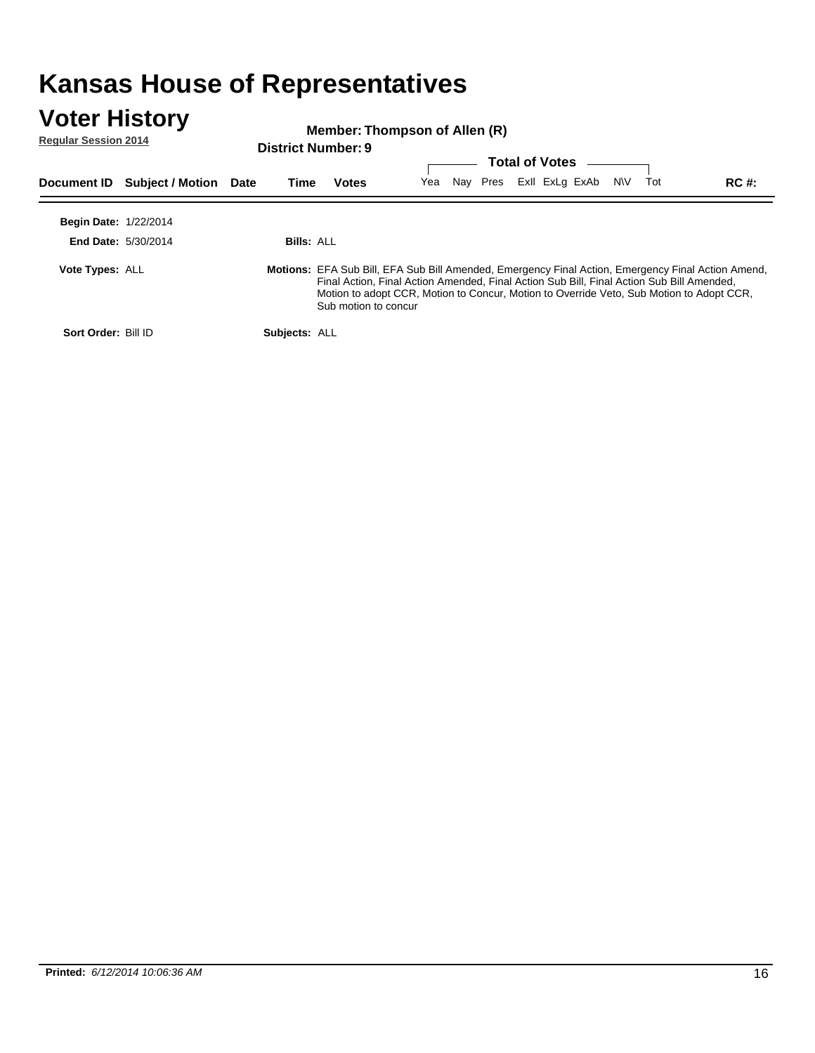# Kansas House of Representatives

## Voter History

**Regular Session 2014**

**Member: Thompson of Allen (R)**

**District Number: 9**

| Document ID | Subject / Motion | Date | Time | Votes | Yea | Nay | Pres | ExII | ExLg | ExAb | N\V | Tot | RC #: |
|---|---|---|---|---|---|---|---|---|---|---|---|---|---|

(Yea, Nay, Pres, ExII, ExLg, ExAb, N\V, Tot: Total of Votes)

**Begin Date:** 1/22/2014

**End Date:** 5/30/2014

**Bills:** ALL

**Vote Types:** ALL

**Motions:** EFA Sub Bill, EFA Sub Bill Amended, Emergency Final Action, Emergency Final Action Amend, Final Action, Final Action Amended, Final Action Sub Bill, Final Action Sub Bill Amended, Motion to adopt CCR, Motion to Concur, Motion to Override Veto, Sub Motion to Adopt CCR, Sub motion to concur

**Sort Order:** Bill ID

**Subjects:** ALL

**Printed:** *6/12/2014 10:06:36 AM*